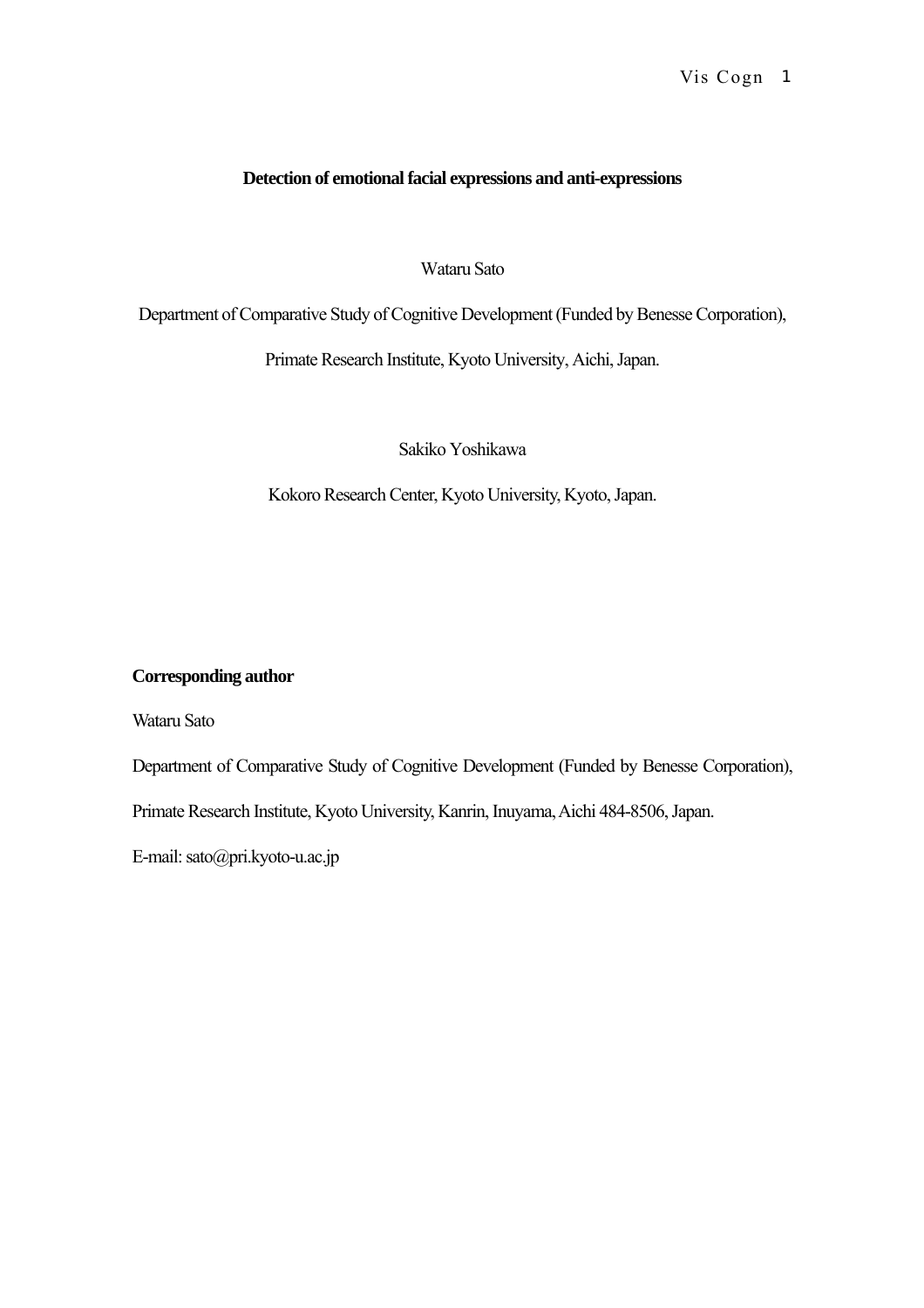# Detection of emotional facial expressions and anti-expressions

Wataru Sato

Department of Comparative Study of Cognitive Development (Funded by Benesse Corporation),

Primate Research Institute, Kyoto University, Aichi, Japan.

Sakiko Yoshikawa

Kokoro Research Center, Kyoto University, Kyoto, Japan.

**Corresponding author**

Wataru Sato

Department of Comparative Study of Cognitive Development (Funded by Benesse Corporation),

Primate Research Institute, Kyoto University, Kanrin, Inuyama, Aichi 484-8506, Japan.

E-mail: sato@pri.kyoto-u.ac.jp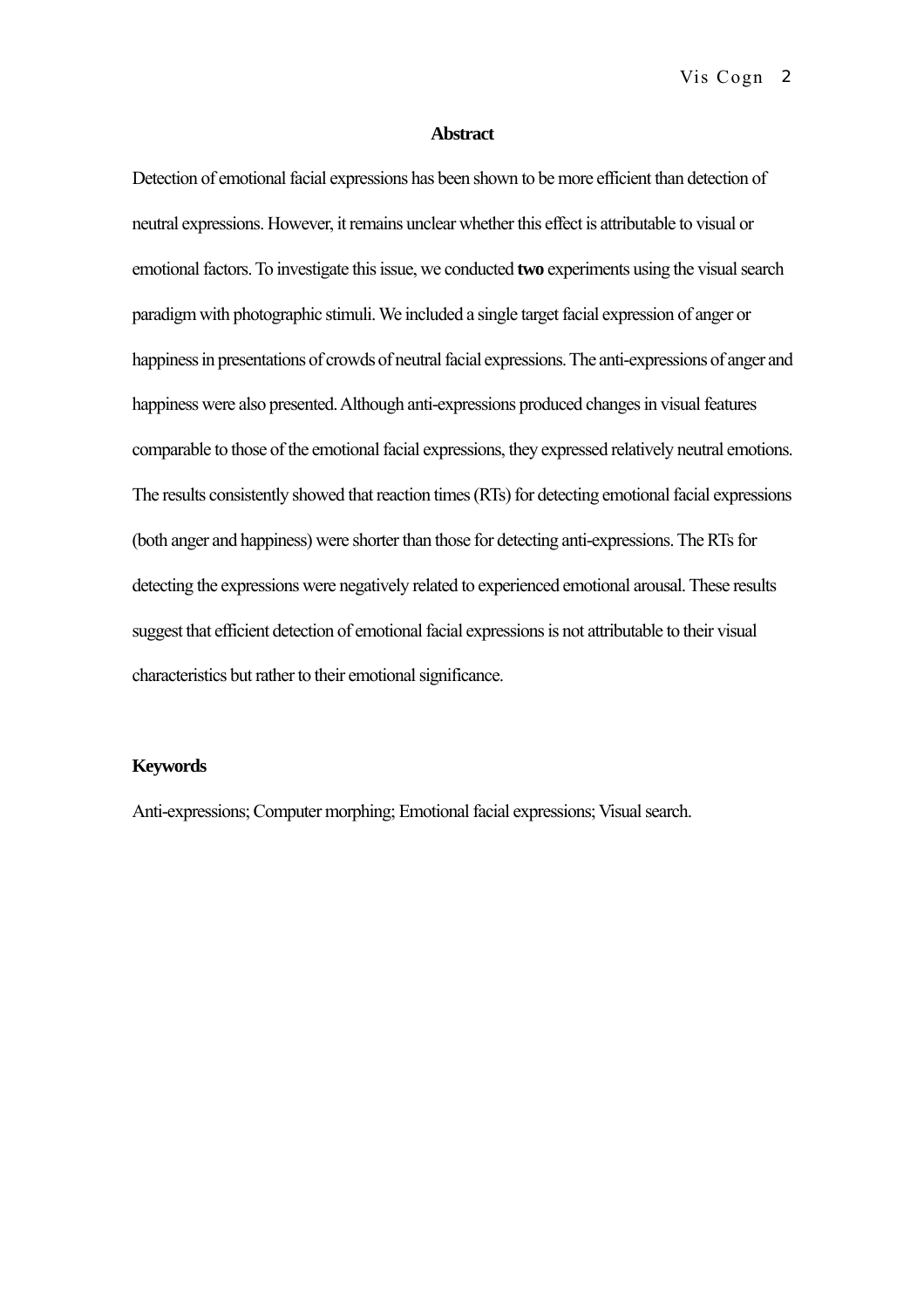## Abstract

Detection of emotional facial expressions has been shown to be more efficient than detection of neutral expressions. However, it remains unclear whether this effect is attributable to visual or emotional factors. To investigate this issue, we conducted **two** experiments using the visual search paradigm with photographic stimuli. We included a single target facial expression of anger or happiness in presentations of crowds of neutral facial expressions. The anti-expressions of anger and happiness were also presented. Although anti-expressions produced changes in visual features comparable to those of the emotional facial expressions, they expressed relatively neutral emotions. The results consistently showed that reaction times (RTs) for detecting emotional facial expressions (both anger and happiness) were shorter than those for detecting anti-expressions. The RTs for detecting the expressions were negatively related to experienced emotional arousal. These results suggest that efficient detection of emotional facial expressions is not attributable to their visual characteristics but rather to their emotional significance.

**Keywords**

Anti-expressions; Computer morphing; Emotional facial expressions; Visual search.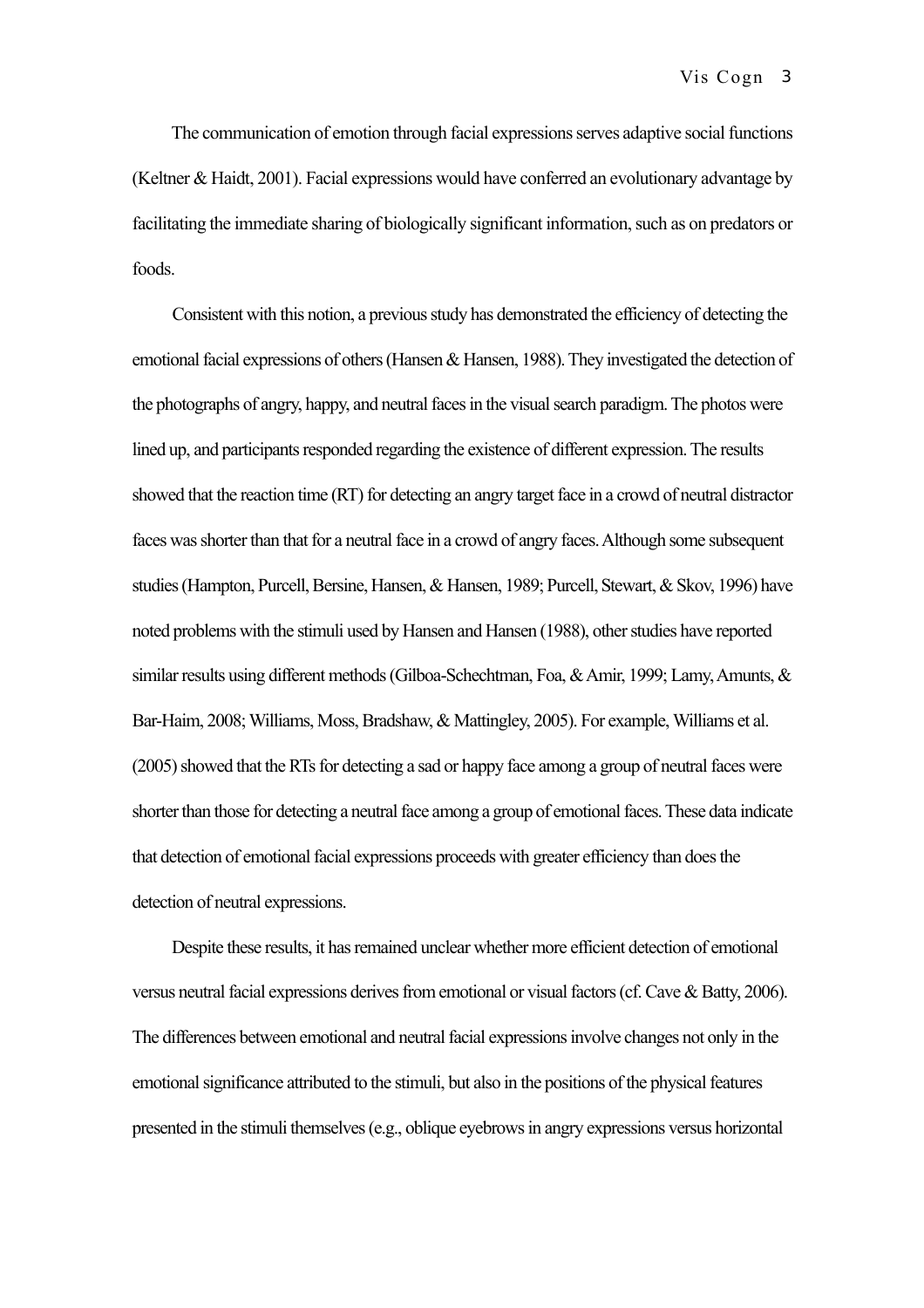The communication of emotion through facial expressions serves adaptive social functions (Keltner & Haidt, 2001). Facial expressions would have conferred an evolutionary advantage by facilitating the immediate sharing of biologically significant information, such as on predators or foods.

Consistent with this notion, a previous study has demonstrated the efficiency of detecting the emotional facial expressions of others (Hansen & Hansen, 1988). They investigated the detection of the photographs of angry, happy, and neutral faces in the visual search paradigm. The photos were lined up, and participants responded regarding the existence of different expression. The results showed that the reaction time (RT) for detecting an angry target face in a crowd of neutral distractor faces was shorter than that for a neutral face in a crowd of angry faces. Although some subsequent studies (Hampton, Purcell, Bersine, Hansen, & Hansen, 1989; Purcell, Stewart, & Skov, 1996) have noted problems with the stimuli used by Hansen and Hansen (1988), other studies have reported similar results using different methods (Gilboa-Schechtman, Foa, & Amir, 1999; Lamy, Amunts, & Bar-Haim, 2008; Williams, Moss, Bradshaw, & Mattingley, 2005). For example, Williams et al. (2005) showed that the RTs for detecting a sad or happy face among a group of neutral faces were shorter than those for detecting a neutral face among a group of emotional faces. These data indicate that detection of emotional facial expressions proceeds with greater efficiency than does the detection of neutral expressions.

Despite these results, it has remained unclear whether more efficient detection of emotional versus neutral facial expressions derives from emotional or visual factors (cf. Cave & Batty, 2006). The differences between emotional and neutral facial expressions involve changes not only in the emotional significance attributed to the stimuli, but also in the positions of the physical features presented in the stimuli themselves (e.g., oblique eyebrows in angry expressions versus horizontal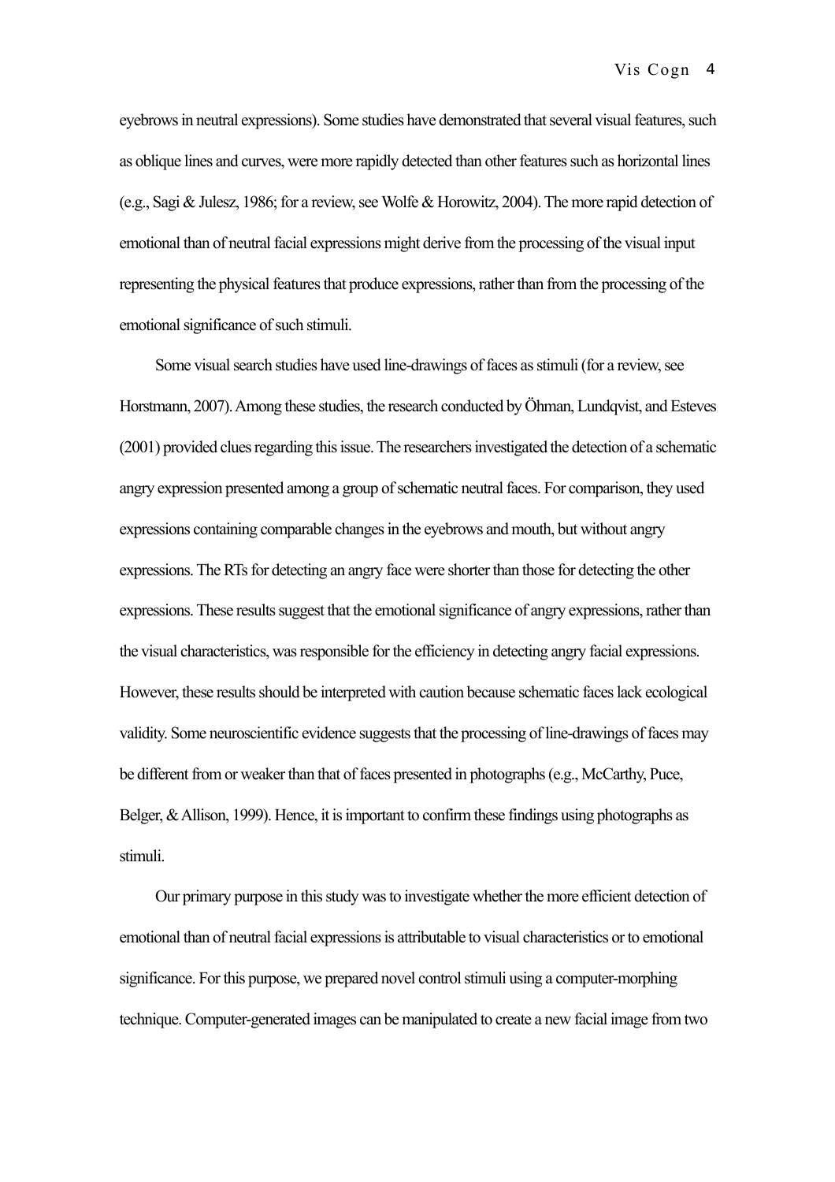eyebrows in neutral expressions). Some studies have demonstrated that several visual features, such as oblique lines and curves, were more rapidly detected than other features such as horizontal lines (e.g., Sagi & Julesz, 1986; for a review, see Wolfe & Horowitz, 2004). The more rapid detection of emotional than of neutral facial expressions might derive from the processing of the visual input representing the physical features that produce expressions, rather than from the processing of the emotional significance of such stimuli.

Some visual search studies have used line-drawings of faces as stimuli (for a review, see Horstmann, 2007). Among these studies, the research conducted by Öhman, Lundqvist, and Esteves (2001) provided clues regarding this issue. The researchers investigated the detection of a schematic angry expression presented among a group of schematic neutral faces. For comparison, they used expressions containing comparable changes in the eyebrows and mouth, but without angry expressions. The RTs for detecting an angry face were shorter than those for detecting the other expressions. These results suggest that the emotional significance of angry expressions, rather than the visual characteristics, was responsible for the efficiency in detecting angry facial expressions. However, these results should be interpreted with caution because schematic faces lack ecological validity. Some neuroscientific evidence suggests that the processing of line-drawings of faces may be different from or weaker than that of faces presented in photographs (e.g., McCarthy, Puce, Belger, & Allison, 1999). Hence, it is important to confirm these findings using photographs as stimuli.

Our primary purpose in this study was to investigate whether the more efficient detection of emotional than of neutral facial expressions is attributable to visual characteristics or to emotional significance. For this purpose, we prepared novel control stimuli using a computer-morphing technique. Computer-generated images can be manipulated to create a new facial image from two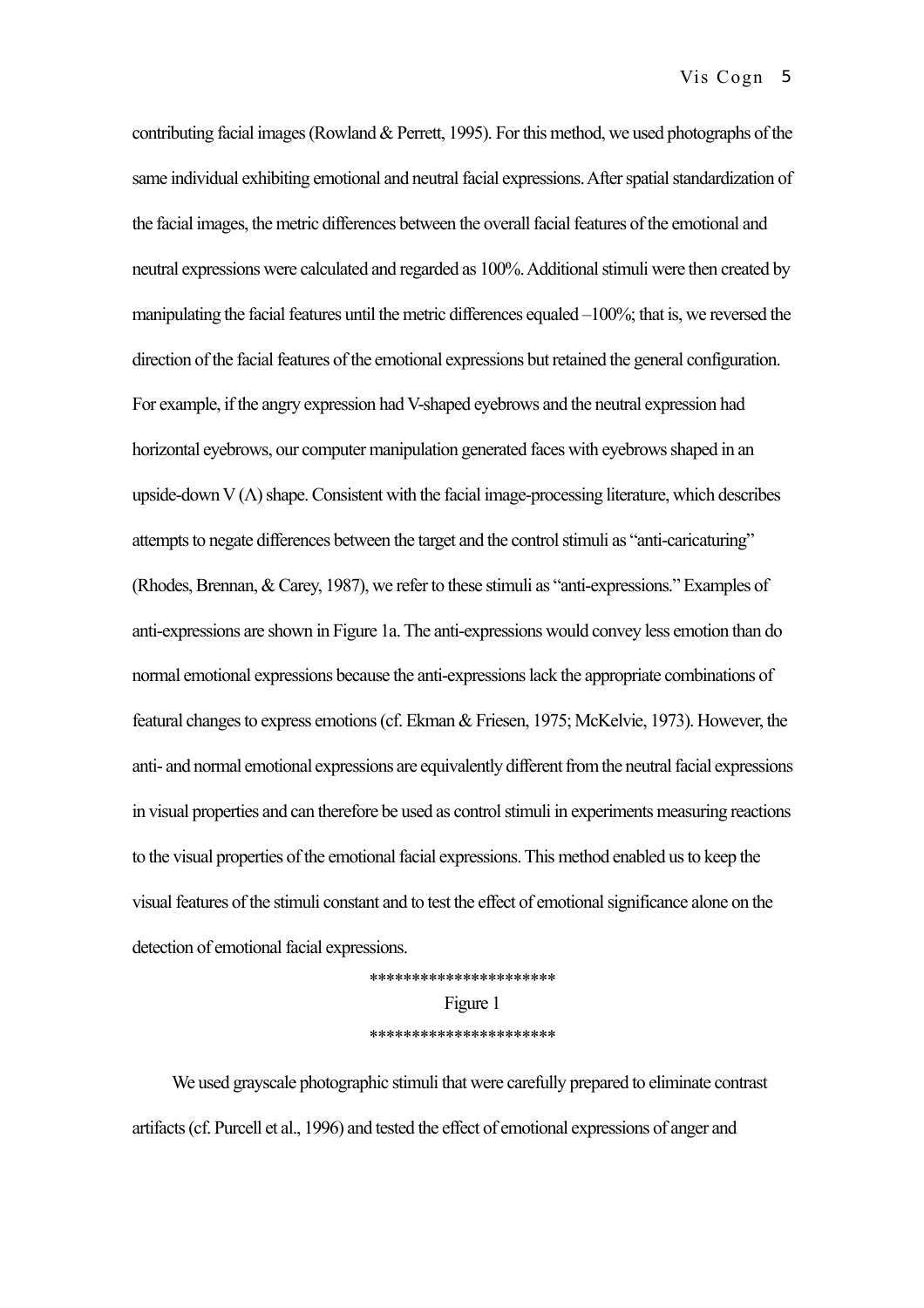contributing facial images (Rowland & Perrett, 1995). For this method, we used photographs of the same individual exhibiting emotional and neutral facial expressions. After spatial standardization of the facial images, the metric differences between the overall facial features of the emotional and neutral expressions were calculated and regarded as 100%. Additional stimuli were then created by manipulating the facial features until the metric differences equaled –100%; that is, we reversed the direction of the facial features of the emotional expressions but retained the general configuration. For example, if the angry expression had V-shaped eyebrows and the neutral expression had horizontal eyebrows, our computer manipulation generated faces with eyebrows shaped in an upside-down V (Λ) shape. Consistent with the facial image-processing literature, which describes attempts to negate differences between the target and the control stimuli as "anti-caricaturing" (Rhodes, Brennan, & Carey, 1987), we refer to these stimuli as "anti-expressions." Examples of anti-expressions are shown in Figure 1a. The anti-expressions would convey less emotion than do normal emotional expressions because the anti-expressions lack the appropriate combinations of featural changes to express emotions (cf. Ekman & Friesen, 1975; McKelvie, 1973). However, the anti- and normal emotional expressions are equivalently different from the neutral facial expressions in visual properties and can therefore be used as control stimuli in experiments measuring reactions to the visual properties of the emotional facial expressions. This method enabled us to keep the visual features of the stimuli constant and to test the effect of emotional significance alone on the detection of emotional facial expressions.

*********************

Figure 1

*********************

We used grayscale photographic stimuli that were carefully prepared to eliminate contrast artifacts (cf. Purcell et al., 1996) and tested the effect of emotional expressions of anger and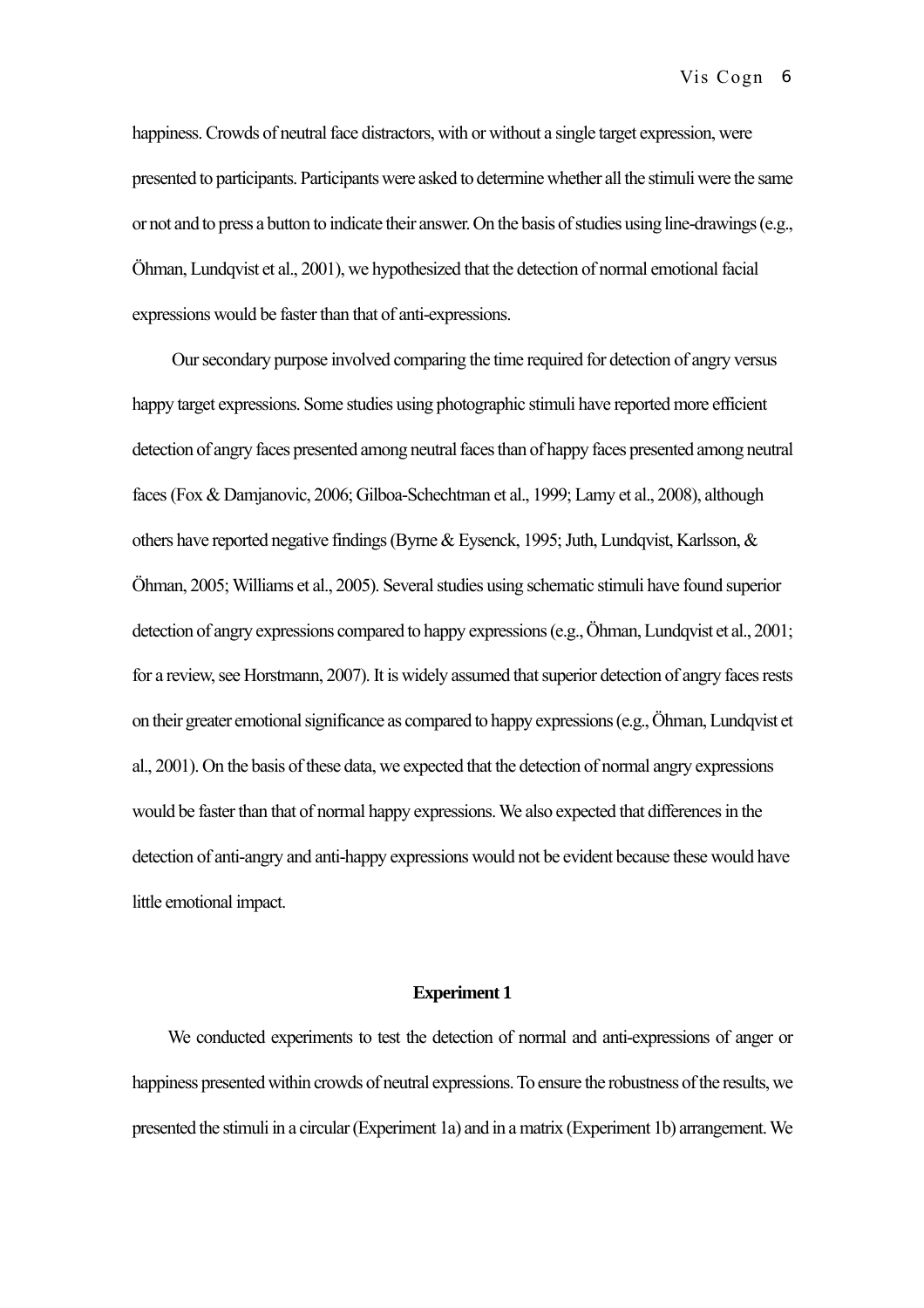happiness. Crowds of neutral face distractors, with or without a single target expression, were presented to participants. Participants were asked to determine whether all the stimuli were the same or not and to press a button to indicate their answer. On the basis of studies using line-drawings (e.g., Öhman, Lundqvist et al., 2001), we hypothesized that the detection of normal emotional facial expressions would be faster than that of anti-expressions.

Our secondary purpose involved comparing the time required for detection of angry versus happy target expressions. Some studies using photographic stimuli have reported more efficient detection of angry faces presented among neutral faces than of happy faces presented among neutral faces (Fox & Damjanovic, 2006; Gilboa-Schechtman et al., 1999; Lamy et al., 2008), although others have reported negative findings (Byrne & Eysenck, 1995; Juth, Lundqvist, Karlsson, & Öhman, 2005; Williams et al., 2005). Several studies using schematic stimuli have found superior detection of angry expressions compared to happy expressions (e.g., Öhman, Lundqvist et al., 2001; for a review, see Horstmann, 2007). It is widely assumed that superior detection of angry faces rests on their greater emotional significance as compared to happy expressions (e.g., Öhman, Lundqvist et al., 2001). On the basis of these data, we expected that the detection of normal angry expressions would be faster than that of normal happy expressions. We also expected that differences in the detection of anti-angry and anti-happy expressions would not be evident because these would have little emotional impact.

## Experiment 1

We conducted experiments to test the detection of normal and anti-expressions of anger or happiness presented within crowds of neutral expressions. To ensure the robustness of the results, we presented the stimuli in a circular (Experiment 1a) and in a matrix (Experiment 1b) arrangement. We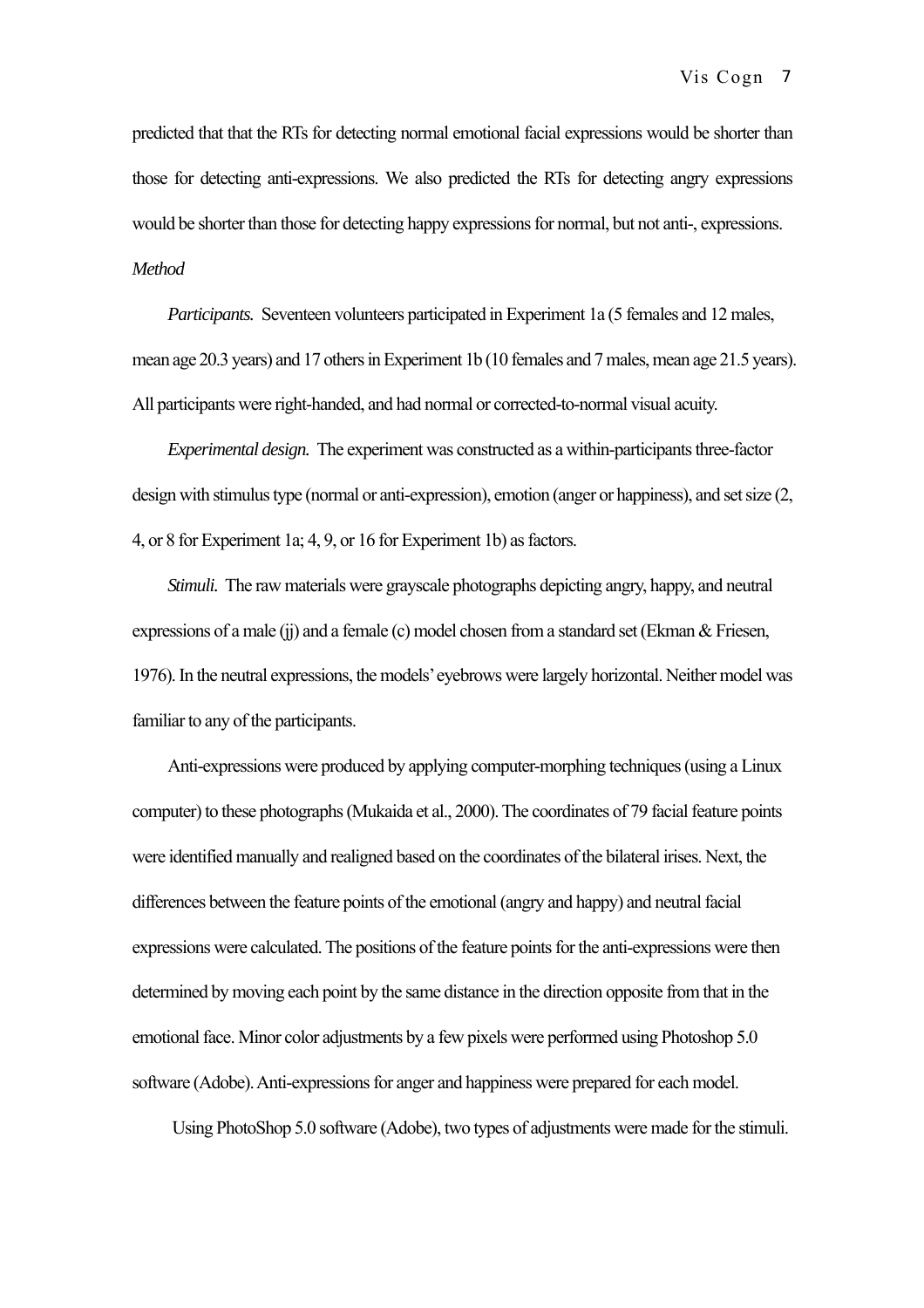predicted that that the RTs for detecting normal emotional facial expressions would be shorter than those for detecting anti-expressions. We also predicted the RTs for detecting angry expressions would be shorter than those for detecting happy expressions for normal, but not anti-, expressions.

*Method*

*Participants.* Seventeen volunteers participated in Experiment 1a (5 females and 12 males, mean age 20.3 years) and 17 others in Experiment 1b (10 females and 7 males, mean age 21.5 years). All participants were right-handed, and had normal or corrected-to-normal visual acuity.

*Experimental design.* The experiment was constructed as a within-participants three-factor design with stimulus type (normal or anti-expression), emotion (anger or happiness), and set size (2, 4, or 8 for Experiment 1a; 4, 9, or 16 for Experiment 1b) as factors.

*Stimuli.* The raw materials were grayscale photographs depicting angry, happy, and neutral expressions of a male (jj) and a female (c) model chosen from a standard set (Ekman & Friesen, 1976). In the neutral expressions, the models' eyebrows were largely horizontal. Neither model was familiar to any of the participants.

Anti-expressions were produced by applying computer-morphing techniques (using a Linux computer) to these photographs (Mukaida et al., 2000). The coordinates of 79 facial feature points were identified manually and realigned based on the coordinates of the bilateral irises. Next, the differences between the feature points of the emotional (angry and happy) and neutral facial expressions were calculated. The positions of the feature points for the anti-expressions were then determined by moving each point by the same distance in the direction opposite from that in the emotional face. Minor color adjustments by a few pixels were performed using Photoshop 5.0 software (Adobe). Anti-expressions for anger and happiness were prepared for each model.

Using PhotoShop 5.0 software (Adobe), two types of adjustments were made for the stimuli.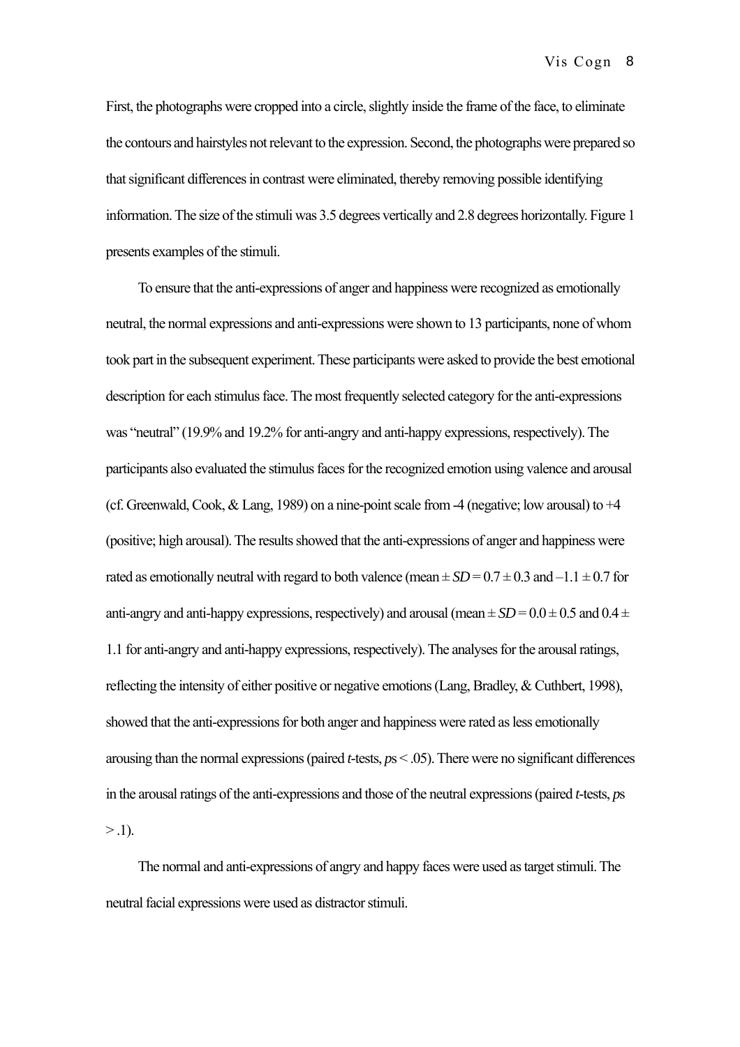First, the photographs were cropped into a circle, slightly inside the frame of the face, to eliminate the contours and hairstyles not relevant to the expression. Second, the photographs were prepared so that significant differences in contrast were eliminated, thereby removing possible identifying information. The size of the stimuli was 3.5 degrees vertically and 2.8 degrees horizontally. Figure 1 presents examples of the stimuli.

To ensure that the anti-expressions of anger and happiness were recognized as emotionally neutral, the normal expressions and anti-expressions were shown to 13 participants, none of whom took part in the subsequent experiment. These participants were asked to provide the best emotional description for each stimulus face. The most frequently selected category for the anti-expressions was "neutral" (19.9% and 19.2% for anti-angry and anti-happy expressions, respectively). The participants also evaluated the stimulus faces for the recognized emotion using valence and arousal (cf. Greenwald, Cook, & Lang, 1989) on a nine-point scale from -4 (negative; low arousal) to +4 (positive; high arousal). The results showed that the anti-expressions of anger and happiness were rated as emotionally neutral with regard to both valence (mean ± *SD* = 0.7 ± 0.3 and –1.1 ± 0.7 for anti-angry and anti-happy expressions, respectively) and arousal (mean ± *SD* = 0.0 ± 0.5 and 0.4 ± 1.1 for anti-angry and anti-happy expressions, respectively). The analyses for the arousal ratings, reflecting the intensity of either positive or negative emotions (Lang, Bradley, & Cuthbert, 1998), showed that the anti-expressions for both anger and happiness were rated as less emotionally arousing than the normal expressions (paired *t*-tests, $ps < .05$). There were no significant differences in the arousal ratings of the anti-expressions and those of the neutral expressions (paired *t*-tests, $ps > .1$).

The normal and anti-expressions of angry and happy faces were used as target stimuli. The neutral facial expressions were used as distractor stimuli.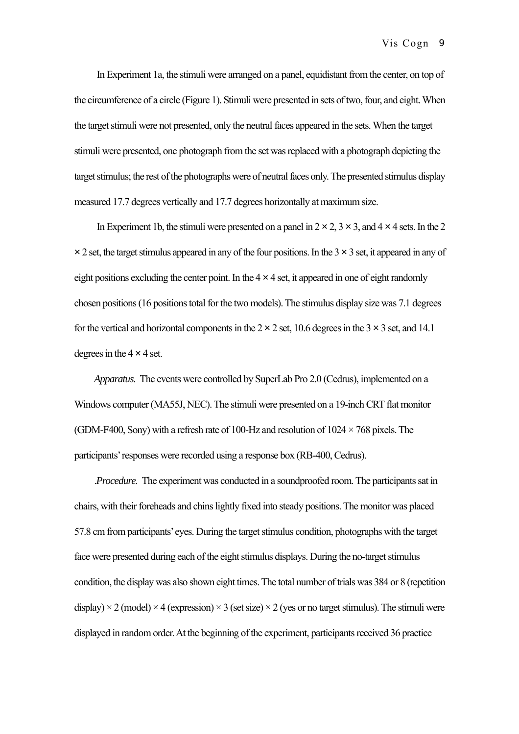In Experiment 1a, the stimuli were arranged on a panel, equidistant from the center, on top of the circumference of a circle (Figure 1). Stimuli were presented in sets of two, four, and eight. When the target stimuli were not presented, only the neutral faces appeared in the sets. When the target stimuli were presented, one photograph from the set was replaced with a photograph depicting the target stimulus; the rest of the photographs were of neutral faces only. The presented stimulus display measured 17.7 degrees vertically and 17.7 degrees horizontally at maximum size.

In Experiment 1b, the stimuli were presented on a panel in 2 × 2, 3 × 3, and 4 × 4 sets. In the 2 × 2 set, the target stimulus appeared in any of the four positions. In the 3 × 3 set, it appeared in any of eight positions excluding the center point. In the 4 × 4 set, it appeared in one of eight randomly chosen positions (16 positions total for the two models). The stimulus display size was 7.1 degrees for the vertical and horizontal components in the 2 × 2 set, 10.6 degrees in the 3 × 3 set, and 14.1 degrees in the 4 × 4 set.

*Apparatus.* The events were controlled by SuperLab Pro 2.0 (Cedrus), implemented on a Windows computer (MA55J, NEC). The stimuli were presented on a 19-inch CRT flat monitor (GDM-F400, Sony) with a refresh rate of 100-Hz and resolution of 1024 × 768 pixels. The participants' responses were recorded using a response box (RB-400, Cedrus).

*.Procedure.* The experiment was conducted in a soundproofed room. The participants sat in chairs, with their foreheads and chins lightly fixed into steady positions. The monitor was placed 57.8 cm from participants' eyes. During the target stimulus condition, photographs with the target face were presented during each of the eight stimulus displays. During the no-target stimulus condition, the display was also shown eight times. The total number of trials was 384 or 8 (repetition display) × 2 (model) × 4 (expression) × 3 (set size) × 2 (yes or no target stimulus). The stimuli were displayed in random order. At the beginning of the experiment, participants received 36 practice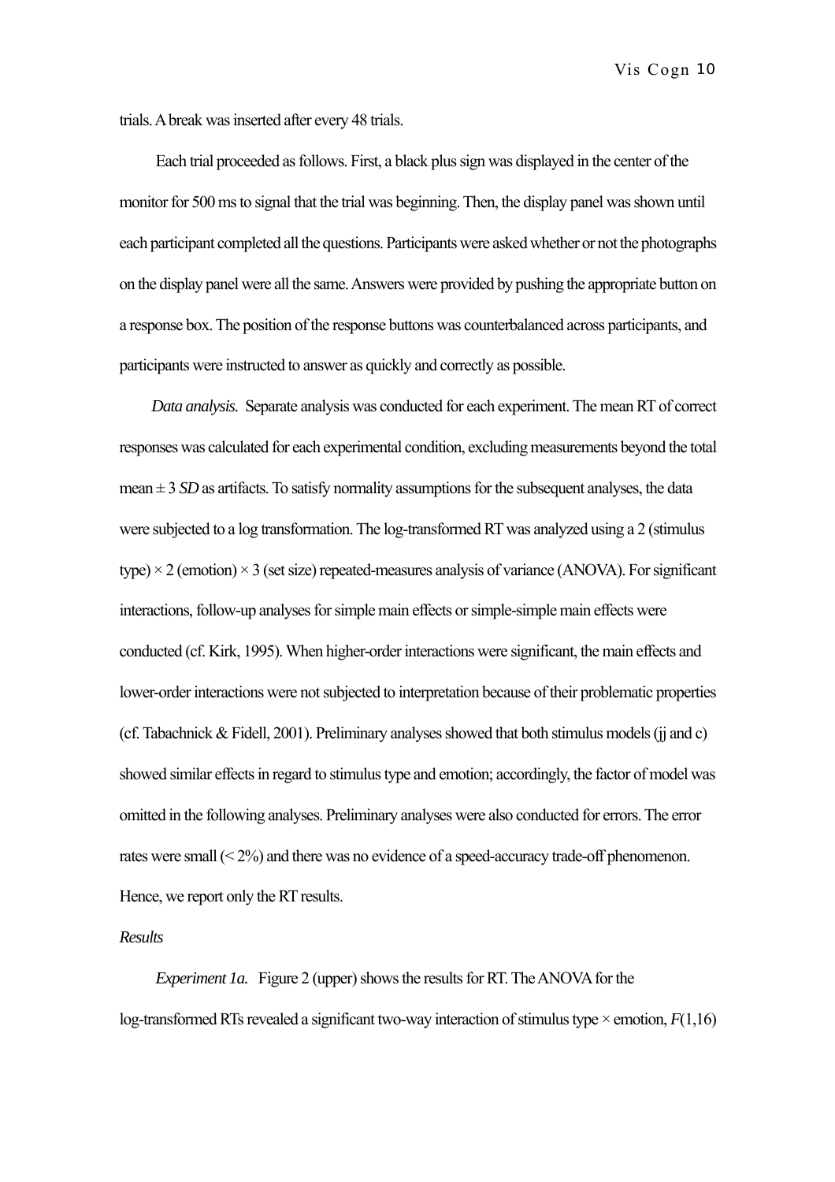trials. A break was inserted after every 48 trials.

Each trial proceeded as follows. First, a black plus sign was displayed in the center of the monitor for 500 ms to signal that the trial was beginning. Then, the display panel was shown until each participant completed all the questions. Participants were asked whether or not the photographs on the display panel were all the same. Answers were provided by pushing the appropriate button on a response box. The position of the response buttons was counterbalanced across participants, and participants were instructed to answer as quickly and correctly as possible.

*Data analysis.* Separate analysis was conducted for each experiment. The mean RT of correct responses was calculated for each experimental condition, excluding measurements beyond the total mean ± 3 *SD* as artifacts. To satisfy normality assumptions for the subsequent analyses, the data were subjected to a log transformation. The log-transformed RT was analyzed using a 2 (stimulus type) × 2 (emotion) × 3 (set size) repeated-measures analysis of variance (ANOVA). For significant interactions, follow-up analyses for simple main effects or simple-simple main effects were conducted (cf. Kirk, 1995). When higher-order interactions were significant, the main effects and lower-order interactions were not subjected to interpretation because of their problematic properties (cf. Tabachnick & Fidell, 2001). Preliminary analyses showed that both stimulus models (jj and c) showed similar effects in regard to stimulus type and emotion; accordingly, the factor of model was omitted in the following analyses. Preliminary analyses were also conducted for errors. The error rates were small (< 2%) and there was no evidence of a speed-accuracy trade-off phenomenon. Hence, we report only the RT results.

*Results*

*Experiment 1a.* Figure 2 (upper) shows the results for RT. The ANOVA for the log-transformed RTs revealed a significant two-way interaction of stimulus type × emotion, $F(1,16)$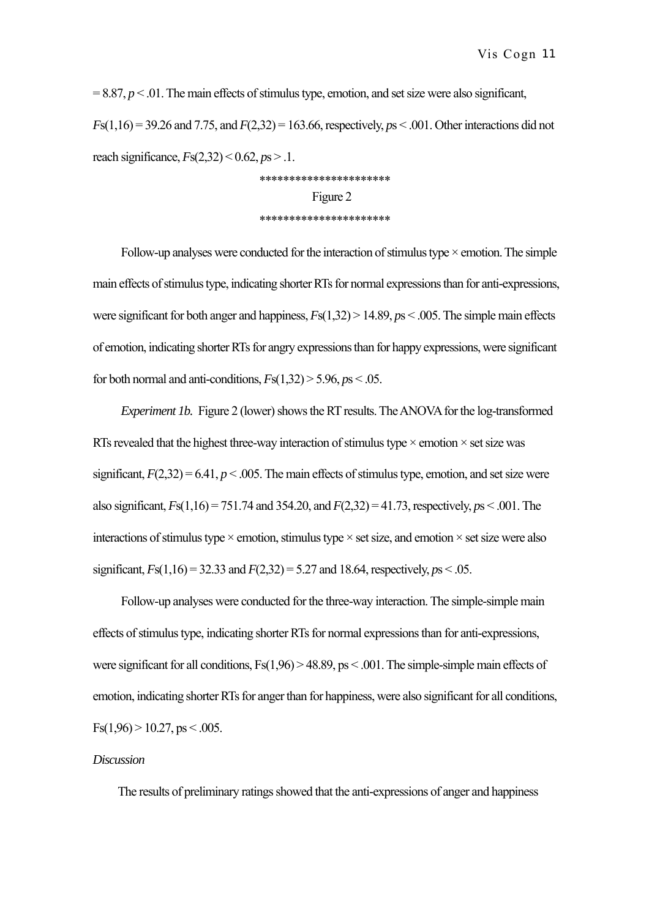$= 8.87, p < .01$. The main effects of stimulus type, emotion, and set size were also significant, $Fs(1,16) = 39.26$ and $7.75$, and $F(2,32) = 163.66$, respectively, $ps < .001$. Other interactions did not reach significance, $Fs(2,32) < 0.62, ps > .1$.

**********************

Figure 2

**********************

Follow-up analyses were conducted for the interaction of stimulus type × emotion. The simple main effects of stimulus type, indicating shorter RTs for normal expressions than for anti-expressions, were significant for both anger and happiness, $Fs(1,32) > 14.89, ps < .005$. The simple main effects of emotion, indicating shorter RTs for angry expressions than for happy expressions, were significant for both normal and anti-conditions, $Fs(1,32) > 5.96, ps < .05$.

*Experiment 1b.* Figure 2 (lower) shows the RT results. The ANOVA for the log-transformed RTs revealed that the highest three-way interaction of stimulus type × emotion × set size was significant, $F(2,32) = 6.41, p < .005$. The main effects of stimulus type, emotion, and set size were also significant, $Fs(1,16) = 751.74$ and $354.20$, and $F(2,32) = 41.73$, respectively, $ps < .001$. The interactions of stimulus type × emotion, stimulus type × set size, and emotion × set size were also significant, $Fs(1,16) = 32.33$ and $F(2,32) = 5.27$ and $18.64$, respectively, $ps < .05$.

Follow-up analyses were conducted for the three-way interaction. The simple-simple main effects of stimulus type, indicating shorter RTs for normal expressions than for anti-expressions, were significant for all conditions, $Fs(1,96) > 48.89$, $ps < .001$. The simple-simple main effects of emotion, indicating shorter RTs for anger than for happiness, were also significant for all conditions, $Fs(1,96) > 10.27$, $ps < .005$.

*Discussion*

The results of preliminary ratings showed that the anti-expressions of anger and happiness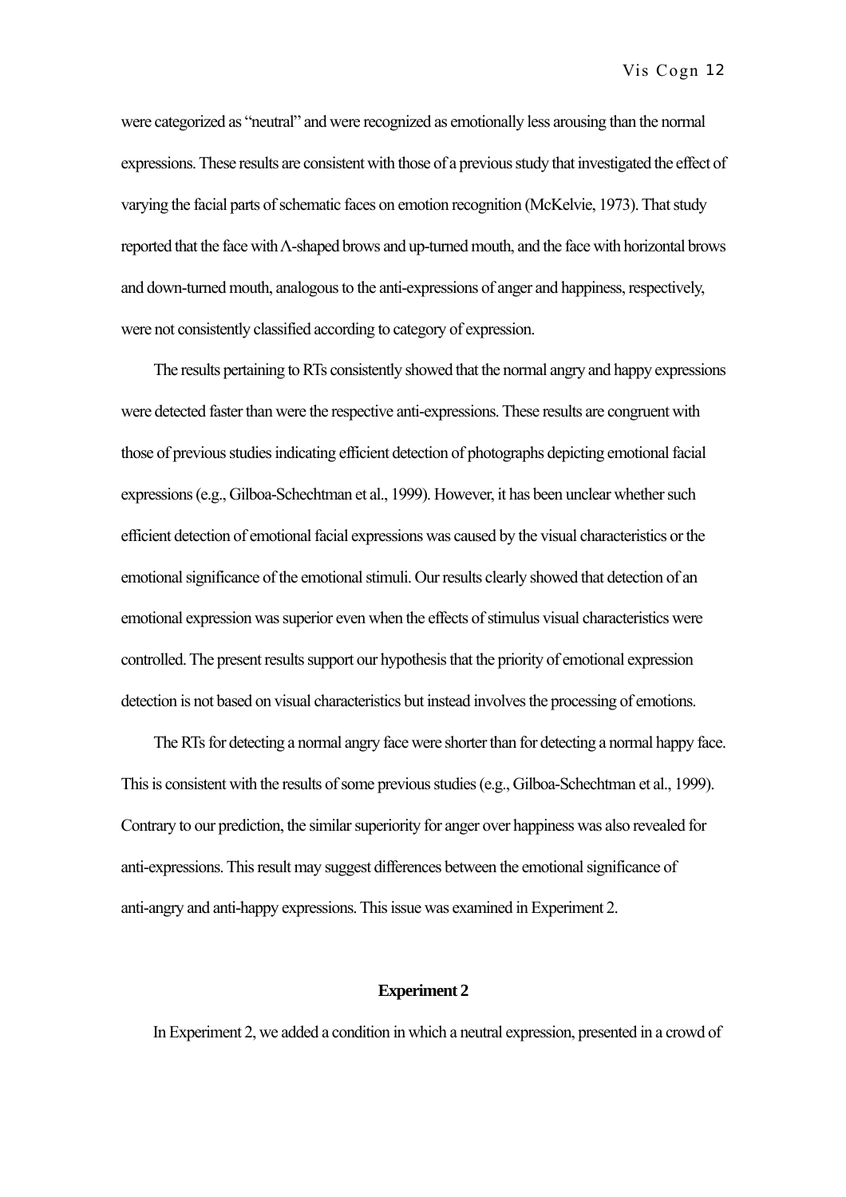were categorized as "neutral" and were recognized as emotionally less arousing than the normal expressions. These results are consistent with those of a previous study that investigated the effect of varying the facial parts of schematic faces on emotion recognition (McKelvie, 1973). That study reported that the face with Λ-shaped brows and up-turned mouth, and the face with horizontal brows and down-turned mouth, analogous to the anti-expressions of anger and happiness, respectively, were not consistently classified according to category of expression.

The results pertaining to RTs consistently showed that the normal angry and happy expressions were detected faster than were the respective anti-expressions. These results are congruent with those of previous studies indicating efficient detection of photographs depicting emotional facial expressions (e.g., Gilboa-Schechtman et al., 1999). However, it has been unclear whether such efficient detection of emotional facial expressions was caused by the visual characteristics or the emotional significance of the emotional stimuli. Our results clearly showed that detection of an emotional expression was superior even when the effects of stimulus visual characteristics were controlled. The present results support our hypothesis that the priority of emotional expression detection is not based on visual characteristics but instead involves the processing of emotions.

The RTs for detecting a normal angry face were shorter than for detecting a normal happy face. This is consistent with the results of some previous studies (e.g., Gilboa-Schechtman et al., 1999). Contrary to our prediction, the similar superiority for anger over happiness was also revealed for anti-expressions. This result may suggest differences between the emotional significance of anti-angry and anti-happy expressions. This issue was examined in Experiment 2.

## Experiment 2

In Experiment 2, we added a condition in which a neutral expression, presented in a crowd of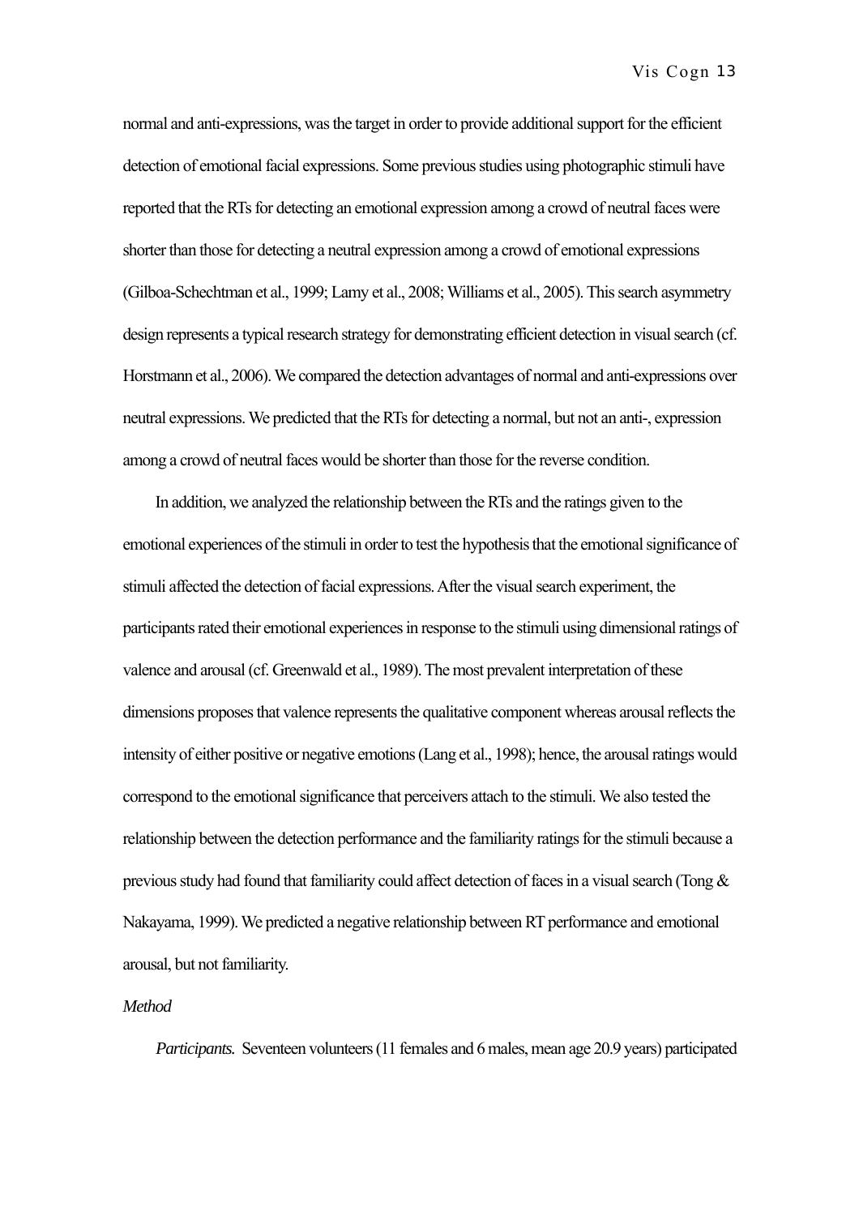normal and anti-expressions, was the target in order to provide additional support for the efficient detection of emotional facial expressions. Some previous studies using photographic stimuli have reported that the RTs for detecting an emotional expression among a crowd of neutral faces were shorter than those for detecting a neutral expression among a crowd of emotional expressions (Gilboa-Schechtman et al., 1999; Lamy et al., 2008; Williams et al., 2005). This search asymmetry design represents a typical research strategy for demonstrating efficient detection in visual search (cf. Horstmann et al., 2006). We compared the detection advantages of normal and anti-expressions over neutral expressions. We predicted that the RTs for detecting a normal, but not an anti-, expression among a crowd of neutral faces would be shorter than those for the reverse condition.

In addition, we analyzed the relationship between the RTs and the ratings given to the emotional experiences of the stimuli in order to test the hypothesis that the emotional significance of stimuli affected the detection of facial expressions. After the visual search experiment, the participants rated their emotional experiences in response to the stimuli using dimensional ratings of valence and arousal (cf. Greenwald et al., 1989). The most prevalent interpretation of these dimensions proposes that valence represents the qualitative component whereas arousal reflects the intensity of either positive or negative emotions (Lang et al., 1998); hence, the arousal ratings would correspond to the emotional significance that perceivers attach to the stimuli. We also tested the relationship between the detection performance and the familiarity ratings for the stimuli because a previous study had found that familiarity could affect detection of faces in a visual search (Tong & Nakayama, 1999). We predicted a negative relationship between RT performance and emotional arousal, but not familiarity.

*Method*

*Participants.* Seventeen volunteers (11 females and 6 males, mean age 20.9 years) participated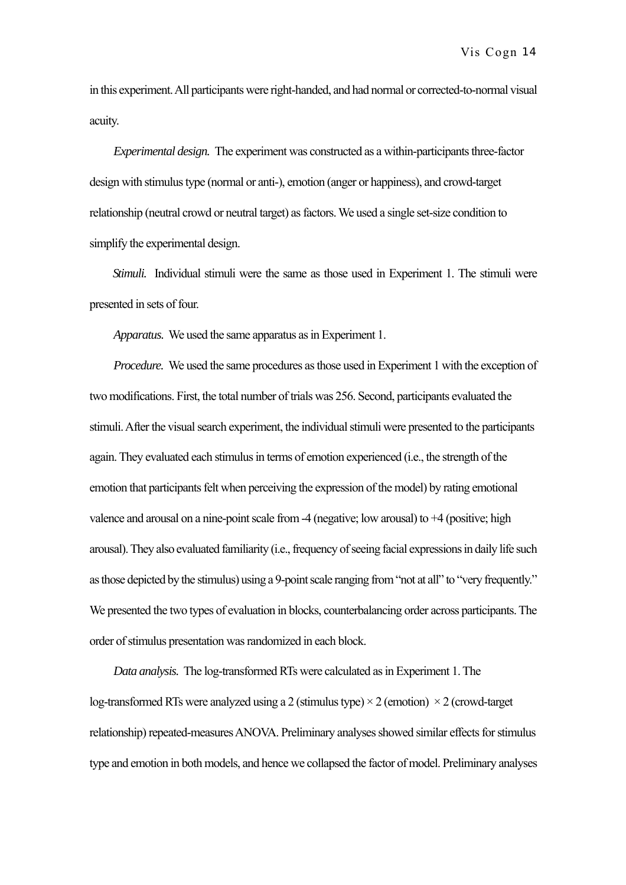in this experiment. All participants were right-handed, and had normal or corrected-to-normal visual acuity.

*Experimental design.* The experiment was constructed as a within-participants three-factor design with stimulus type (normal or anti-), emotion (anger or happiness), and crowd-target relationship (neutral crowd or neutral target) as factors. We used a single set-size condition to simplify the experimental design.

*Stimuli.* Individual stimuli were the same as those used in Experiment 1. The stimuli were presented in sets of four.

*Apparatus.* We used the same apparatus as in Experiment 1.

*Procedure.* We used the same procedures as those used in Experiment 1 with the exception of two modifications. First, the total number of trials was 256. Second, participants evaluated the stimuli. After the visual search experiment, the individual stimuli were presented to the participants again. They evaluated each stimulus in terms of emotion experienced (i.e., the strength of the emotion that participants felt when perceiving the expression of the model) by rating emotional valence and arousal on a nine-point scale from -4 (negative; low arousal) to +4 (positive; high arousal). They also evaluated familiarity (i.e., frequency of seeing facial expressions in daily life such as those depicted by the stimulus) using a 9-point scale ranging from "not at all" to "very frequently." We presented the two types of evaluation in blocks, counterbalancing order across participants. The order of stimulus presentation was randomized in each block.

*Data analysis.* The log-transformed RTs were calculated as in Experiment 1. The log-transformed RTs were analyzed using a 2 (stimulus type) × 2 (emotion) × 2 (crowd-target relationship) repeated-measures ANOVA. Preliminary analyses showed similar effects for stimulus type and emotion in both models, and hence we collapsed the factor of model. Preliminary analyses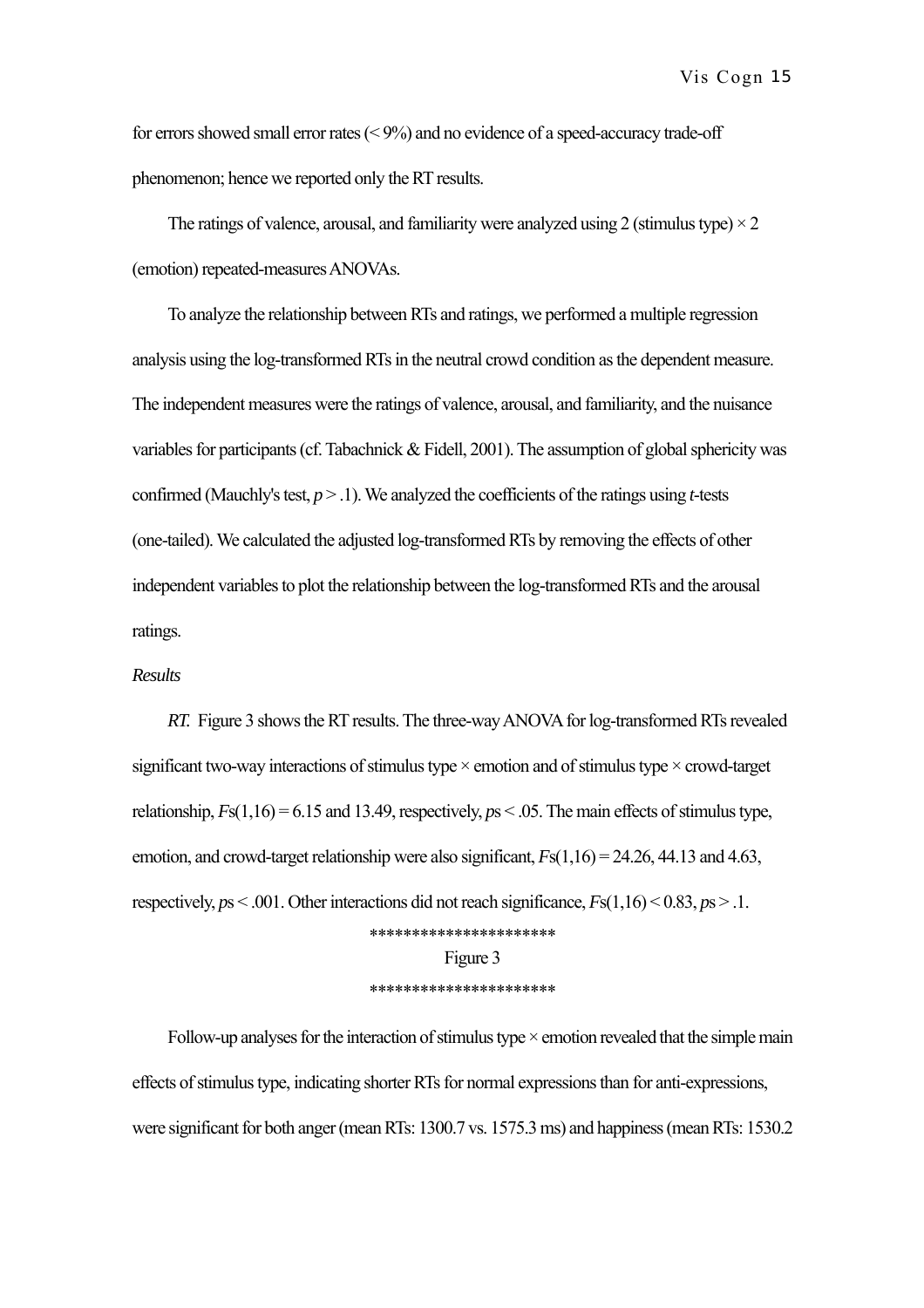for errors showed small error rates (< 9%) and no evidence of a speed-accuracy trade-off phenomenon; hence we reported only the RT results.

The ratings of valence, arousal, and familiarity were analyzed using 2 (stimulus type) × 2 (emotion) repeated-measures ANOVAs.

To analyze the relationship between RTs and ratings, we performed a multiple regression analysis using the log-transformed RTs in the neutral crowd condition as the dependent measure. The independent measures were the ratings of valence, arousal, and familiarity, and the nuisance variables for participants (cf. Tabachnick & Fidell, 2001). The assumption of global sphericity was confirmed (Mauchly's test, $p > .1$). We analyzed the coefficients of the ratings using *t*-tests (one-tailed). We calculated the adjusted log-transformed RTs by removing the effects of other independent variables to plot the relationship between the log-transformed RTs and the arousal ratings.

*Results*

*RT.* Figure 3 shows the RT results. The three-way ANOVA for log-transformed RTs revealed significant two-way interactions of stimulus type × emotion and of stimulus type × crowd-target relationship, $Fs(1,16) = 6.15$ and $13.49$, respectively, $ps < .05$. The main effects of stimulus type, emotion, and crowd-target relationship were also significant, $Fs(1,16) = 24.26$, $44.13$ and $4.63$, respectively, $ps < .001$. Other interactions did not reach significance, $Fs(1,16) < 0.83$, $ps > .1$.

*********************

Figure 3

*********************

Follow-up analyses for the interaction of stimulus type × emotion revealed that the simple main effects of stimulus type, indicating shorter RTs for normal expressions than for anti-expressions, were significant for both anger (mean RTs: 1300.7 vs. 1575.3 ms) and happiness (mean RTs: 1530.2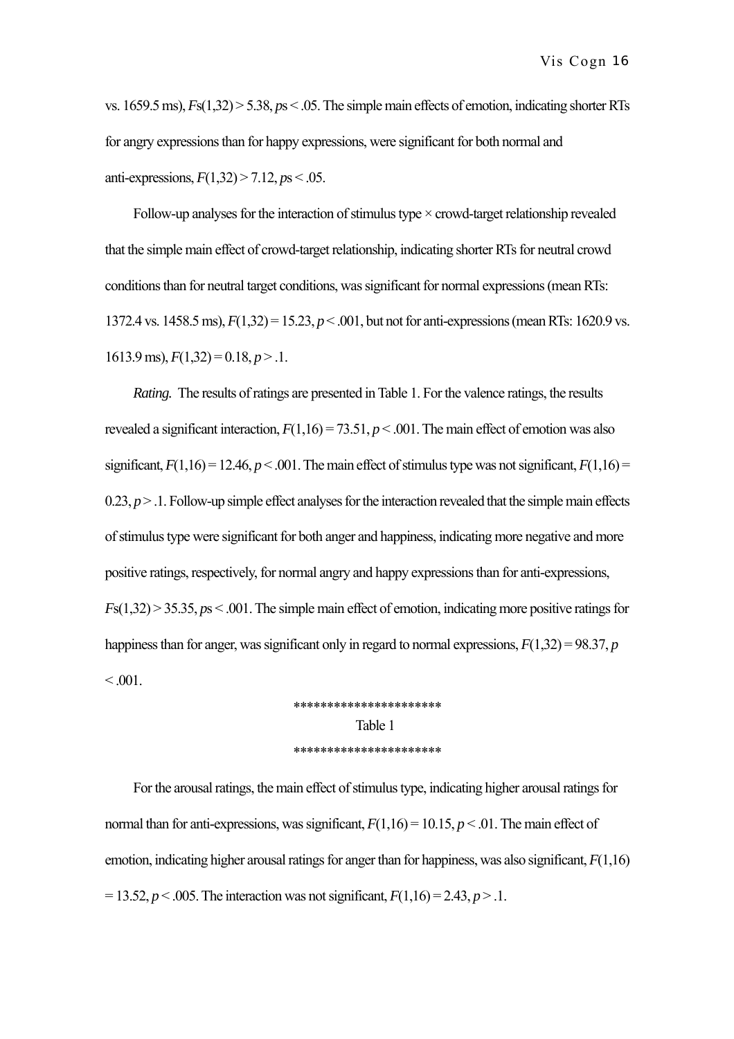vs. 1659.5 ms), $Fs(1,32) > 5.38$, $ps < .05$. The simple main effects of emotion, indicating shorter RTs for angry expressions than for happy expressions, were significant for both normal and anti-expressions, $F(1,32) > 7.12$, $ps < .05$.

Follow-up analyses for the interaction of stimulus type × crowd-target relationship revealed that the simple main effect of crowd-target relationship, indicating shorter RTs for neutral crowd conditions than for neutral target conditions, was significant for normal expressions (mean RTs: 1372.4 vs. 1458.5 ms), $F(1,32) = 15.23$, $p < .001$, but not for anti-expressions (mean RTs: 1620.9 vs. 1613.9 ms), $F(1,32) = 0.18$, $p > .1$.

*Rating.* The results of ratings are presented in Table 1. For the valence ratings, the results revealed a significant interaction, $F(1,16) = 73.51$, $p < .001$. The main effect of emotion was also significant, $F(1,16) = 12.46$, $p < .001$. The main effect of stimulus type was not significant, $F(1,16) = 0.23$, $p > .1$. Follow-up simple effect analyses for the interaction revealed that the simple main effects of stimulus type were significant for both anger and happiness, indicating more negative and more positive ratings, respectively, for normal angry and happy expressions than for anti-expressions, $Fs(1,32) > 35.35$, $ps < .001$. The simple main effect of emotion, indicating more positive ratings for happiness than for anger, was significant only in regard to normal expressions, $F(1,32) = 98.37$, $p < .001$.

**********************
Table 1
**********************

For the arousal ratings, the main effect of stimulus type, indicating higher arousal ratings for normal than for anti-expressions, was significant, $F(1,16) = 10.15$, $p < .01$. The main effect of emotion, indicating higher arousal ratings for anger than for happiness, was also significant, $F(1,16) = 13.52$, $p < .005$. The interaction was not significant, $F(1,16) = 2.43$, $p > .1$.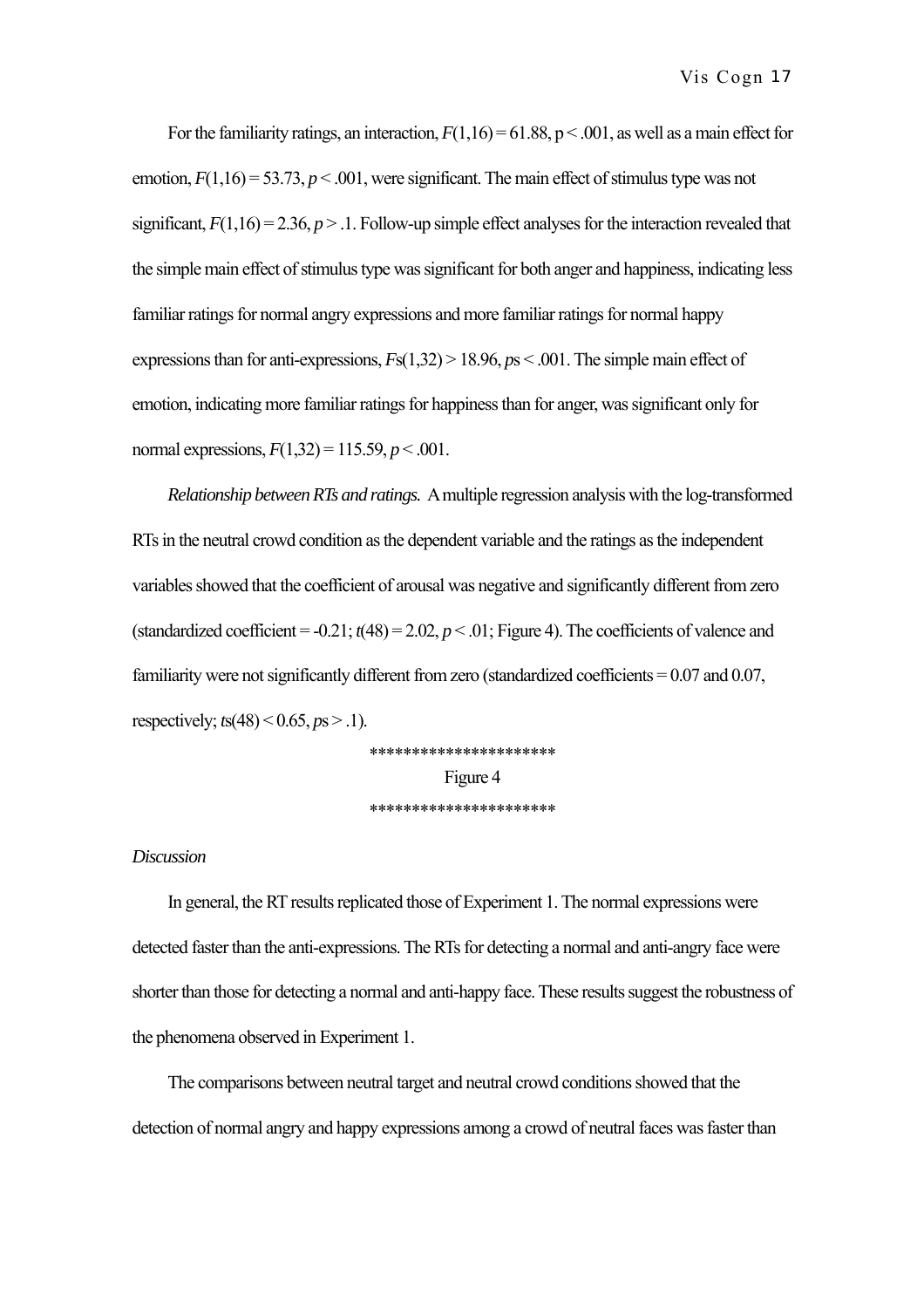For the familiarity ratings, an interaction, $F(1,16) = 61.88$, $p < .001$, as well as a main effect for emotion, $F(1,16) = 53.73$, $p < .001$, were significant. The main effect of stimulus type was not significant, $F(1,16) = 2.36$, $p > .1$. Follow-up simple effect analyses for the interaction revealed that the simple main effect of stimulus type was significant for both anger and happiness, indicating less familiar ratings for normal angry expressions and more familiar ratings for normal happy expressions than for anti-expressions, $F\text{s}(1,32) > 18.96$, $p\text{s} < .001$. The simple main effect of emotion, indicating more familiar ratings for happiness than for anger, was significant only for normal expressions, $F(1,32) = 115.59$, $p < .001$.

*Relationship between RTs and ratings.* A multiple regression analysis with the log-transformed RTs in the neutral crowd condition as the dependent variable and the ratings as the independent variables showed that the coefficient of arousal was negative and significantly different from zero (standardized coefficient = -0.21; $t(48) = 2.02$, $p < .01$; Figure 4). The coefficients of valence and familiarity were not significantly different from zero (standardized coefficients = 0.07 and 0.07, respectively; $t\text{s}(48) < 0.65$, $p\text{s} > .1$).

**********************
Figure 4
**********************

*Discussion*

In general, the RT results replicated those of Experiment 1. The normal expressions were detected faster than the anti-expressions. The RTs for detecting a normal and anti-angry face were shorter than those for detecting a normal and anti-happy face. These results suggest the robustness of the phenomena observed in Experiment 1.

The comparisons between neutral target and neutral crowd conditions showed that the detection of normal angry and happy expressions among a crowd of neutral faces was faster than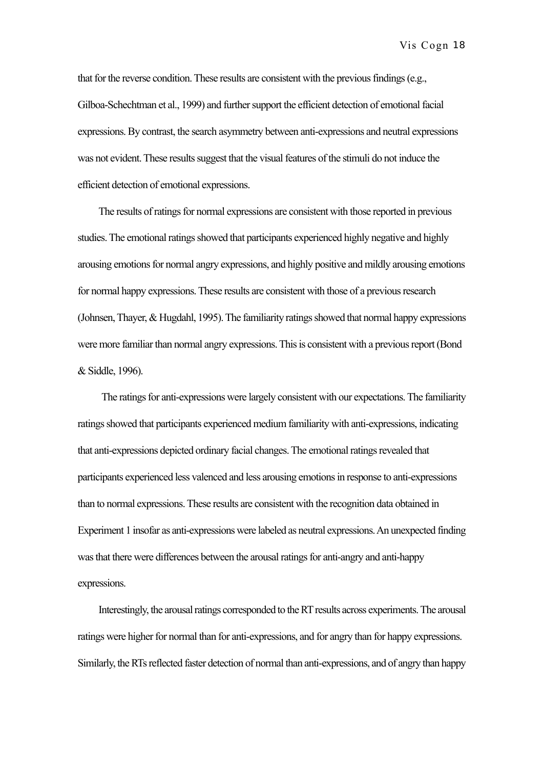that for the reverse condition. These results are consistent with the previous findings (e.g., Gilboa-Schechtman et al., 1999) and further support the efficient detection of emotional facial expressions. By contrast, the search asymmetry between anti-expressions and neutral expressions was not evident. These results suggest that the visual features of the stimuli do not induce the efficient detection of emotional expressions.

The results of ratings for normal expressions are consistent with those reported in previous studies. The emotional ratings showed that participants experienced highly negative and highly arousing emotions for normal angry expressions, and highly positive and mildly arousing emotions for normal happy expressions. These results are consistent with those of a previous research (Johnsen, Thayer, & Hugdahl, 1995). The familiarity ratings showed that normal happy expressions were more familiar than normal angry expressions. This is consistent with a previous report (Bond & Siddle, 1996).

The ratings for anti-expressions were largely consistent with our expectations. The familiarity ratings showed that participants experienced medium familiarity with anti-expressions, indicating that anti-expressions depicted ordinary facial changes. The emotional ratings revealed that participants experienced less valenced and less arousing emotions in response to anti-expressions than to normal expressions. These results are consistent with the recognition data obtained in Experiment 1 insofar as anti-expressions were labeled as neutral expressions. An unexpected finding was that there were differences between the arousal ratings for anti-angry and anti-happy expressions.

Interestingly, the arousal ratings corresponded to the RT results across experiments. The arousal ratings were higher for normal than for anti-expressions, and for angry than for happy expressions. Similarly, the RTs reflected faster detection of normal than anti-expressions, and of angry than happy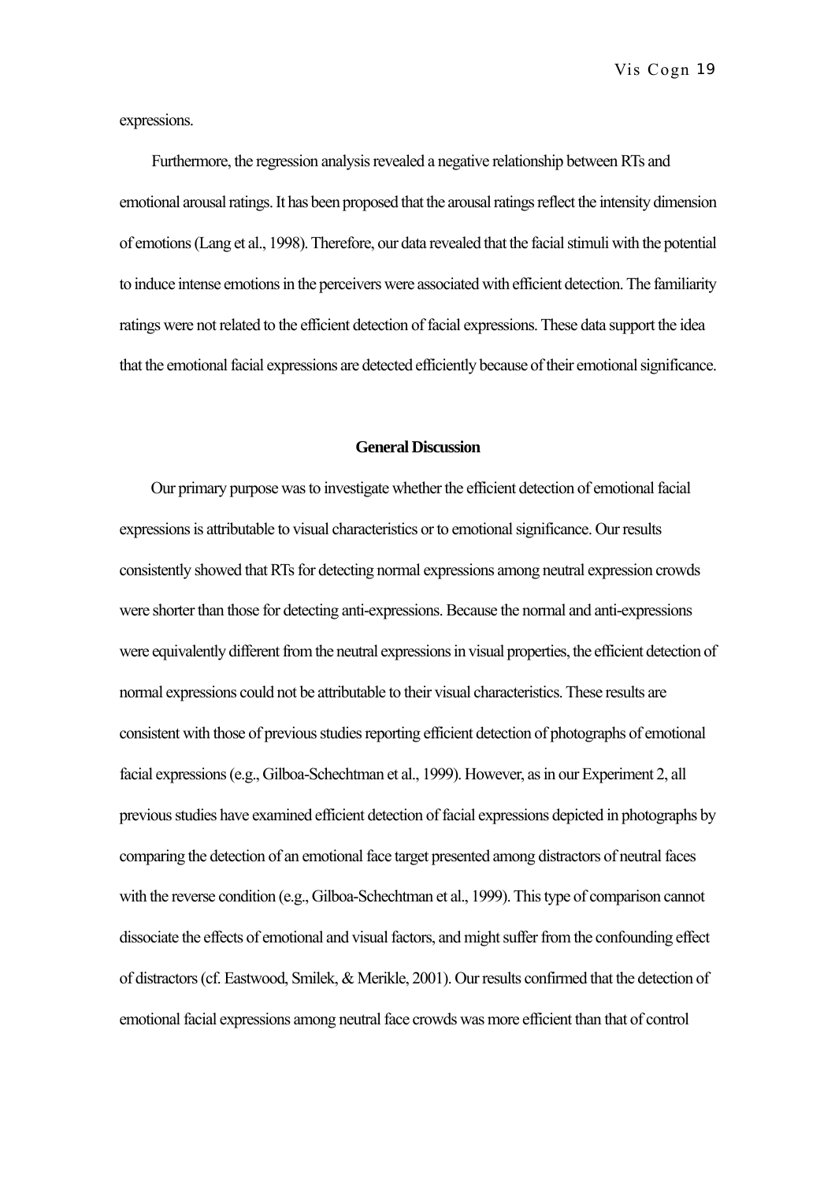expressions.

Furthermore, the regression analysis revealed a negative relationship between RTs and emotional arousal ratings. It has been proposed that the arousal ratings reflect the intensity dimension of emotions (Lang et al., 1998). Therefore, our data revealed that the facial stimuli with the potential to induce intense emotions in the perceivers were associated with efficient detection. The familiarity ratings were not related to the efficient detection of facial expressions. These data support the idea that the emotional facial expressions are detected efficiently because of their emotional significance.

## General Discussion

Our primary purpose was to investigate whether the efficient detection of emotional facial expressions is attributable to visual characteristics or to emotional significance. Our results consistently showed that RTs for detecting normal expressions among neutral expression crowds were shorter than those for detecting anti-expressions. Because the normal and anti-expressions were equivalently different from the neutral expressions in visual properties, the efficient detection of normal expressions could not be attributable to their visual characteristics. These results are consistent with those of previous studies reporting efficient detection of photographs of emotional facial expressions (e.g., Gilboa-Schechtman et al., 1999). However, as in our Experiment 2, all previous studies have examined efficient detection of facial expressions depicted in photographs by comparing the detection of an emotional face target presented among distractors of neutral faces with the reverse condition (e.g., Gilboa-Schechtman et al., 1999). This type of comparison cannot dissociate the effects of emotional and visual factors, and might suffer from the confounding effect of distractors (cf. Eastwood, Smilek, & Merikle, 2001). Our results confirmed that the detection of emotional facial expressions among neutral face crowds was more efficient than that of control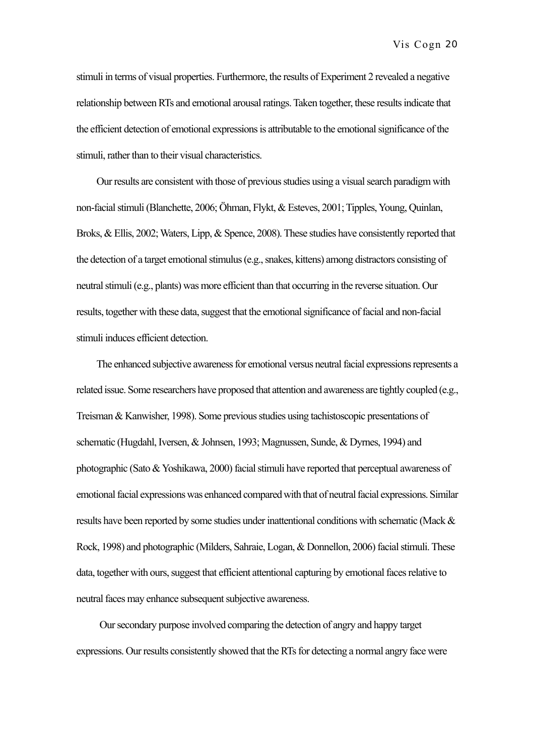stimuli in terms of visual properties. Furthermore, the results of Experiment 2 revealed a negative relationship between RTs and emotional arousal ratings. Taken together, these results indicate that the efficient detection of emotional expressions is attributable to the emotional significance of the stimuli, rather than to their visual characteristics.

Our results are consistent with those of previous studies using a visual search paradigm with non-facial stimuli (Blanchette, 2006; Öhman, Flykt, & Esteves, 2001; Tipples, Young, Quinlan, Broks, & Ellis, 2002; Waters, Lipp, & Spence, 2008). These studies have consistently reported that the detection of a target emotional stimulus (e.g., snakes, kittens) among distractors consisting of neutral stimuli (e.g., plants) was more efficient than that occurring in the reverse situation. Our results, together with these data, suggest that the emotional significance of facial and non-facial stimuli induces efficient detection.

The enhanced subjective awareness for emotional versus neutral facial expressions represents a related issue. Some researchers have proposed that attention and awareness are tightly coupled (e.g., Treisman & Kanwisher, 1998). Some previous studies using tachistoscopic presentations of schematic (Hugdahl, Iversen, & Johnsen, 1993; Magnussen, Sunde, & Dyrnes, 1994) and photographic (Sato & Yoshikawa, 2000) facial stimuli have reported that perceptual awareness of emotional facial expressions was enhanced compared with that of neutral facial expressions. Similar results have been reported by some studies under inattentional conditions with schematic (Mack & Rock, 1998) and photographic (Milders, Sahraie, Logan, & Donnellon, 2006) facial stimuli. These data, together with ours, suggest that efficient attentional capturing by emotional faces relative to neutral faces may enhance subsequent subjective awareness.

Our secondary purpose involved comparing the detection of angry and happy target expressions. Our results consistently showed that the RTs for detecting a normal angry face were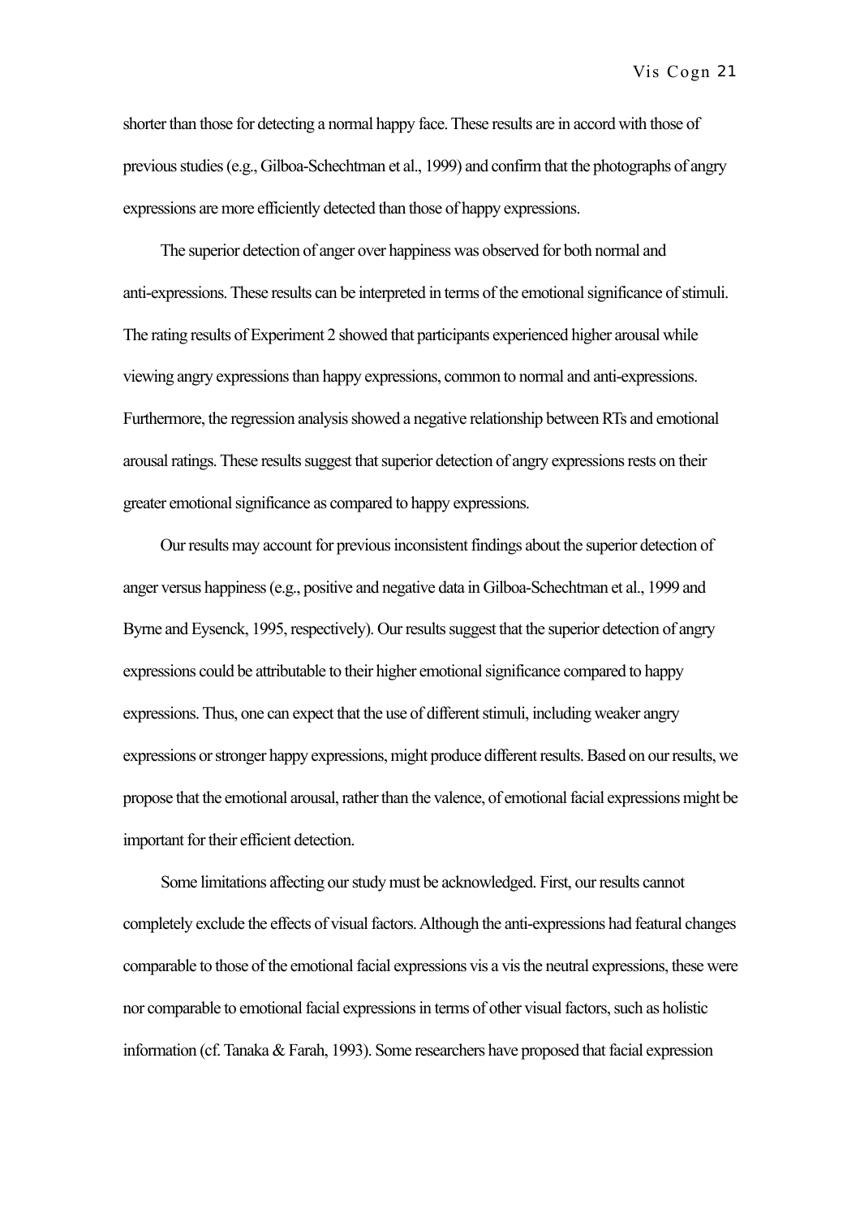shorter than those for detecting a normal happy face. These results are in accord with those of previous studies (e.g., Gilboa-Schechtman et al., 1999) and confirm that the photographs of angry expressions are more efficiently detected than those of happy expressions.

The superior detection of anger over happiness was observed for both normal and anti-expressions. These results can be interpreted in terms of the emotional significance of stimuli. The rating results of Experiment 2 showed that participants experienced higher arousal while viewing angry expressions than happy expressions, common to normal and anti-expressions. Furthermore, the regression analysis showed a negative relationship between RTs and emotional arousal ratings. These results suggest that superior detection of angry expressions rests on their greater emotional significance as compared to happy expressions.

Our results may account for previous inconsistent findings about the superior detection of anger versus happiness (e.g., positive and negative data in Gilboa-Schechtman et al., 1999 and Byrne and Eysenck, 1995, respectively). Our results suggest that the superior detection of angry expressions could be attributable to their higher emotional significance compared to happy expressions. Thus, one can expect that the use of different stimuli, including weaker angry expressions or stronger happy expressions, might produce different results. Based on our results, we propose that the emotional arousal, rather than the valence, of emotional facial expressions might be important for their efficient detection.

Some limitations affecting our study must be acknowledged. First, our results cannot completely exclude the effects of visual factors. Although the anti-expressions had featural changes comparable to those of the emotional facial expressions vis a vis the neutral expressions, these were nor comparable to emotional facial expressions in terms of other visual factors, such as holistic information (cf. Tanaka & Farah, 1993). Some researchers have proposed that facial expression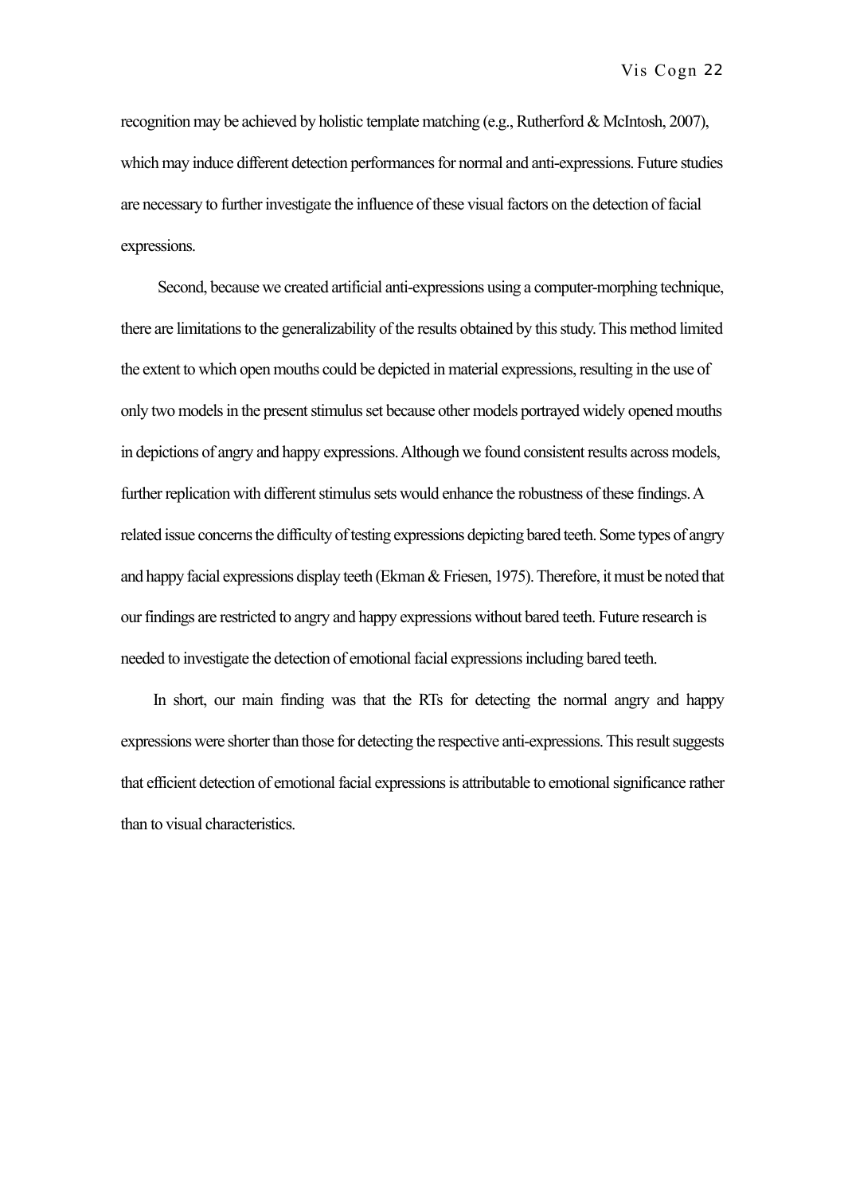recognition may be achieved by holistic template matching (e.g., Rutherford & McIntosh, 2007), which may induce different detection performances for normal and anti-expressions. Future studies are necessary to further investigate the influence of these visual factors on the detection of facial expressions.

Second, because we created artificial anti-expressions using a computer-morphing technique, there are limitations to the generalizability of the results obtained by this study. This method limited the extent to which open mouths could be depicted in material expressions, resulting in the use of only two models in the present stimulus set because other models portrayed widely opened mouths in depictions of angry and happy expressions. Although we found consistent results across models, further replication with different stimulus sets would enhance the robustness of these findings. A related issue concerns the difficulty of testing expressions depicting bared teeth. Some types of angry and happy facial expressions display teeth (Ekman & Friesen, 1975). Therefore, it must be noted that our findings are restricted to angry and happy expressions without bared teeth. Future research is needed to investigate the detection of emotional facial expressions including bared teeth.

In short, our main finding was that the RTs for detecting the normal angry and happy expressions were shorter than those for detecting the respective anti-expressions. This result suggests that efficient detection of emotional facial expressions is attributable to emotional significance rather than to visual characteristics.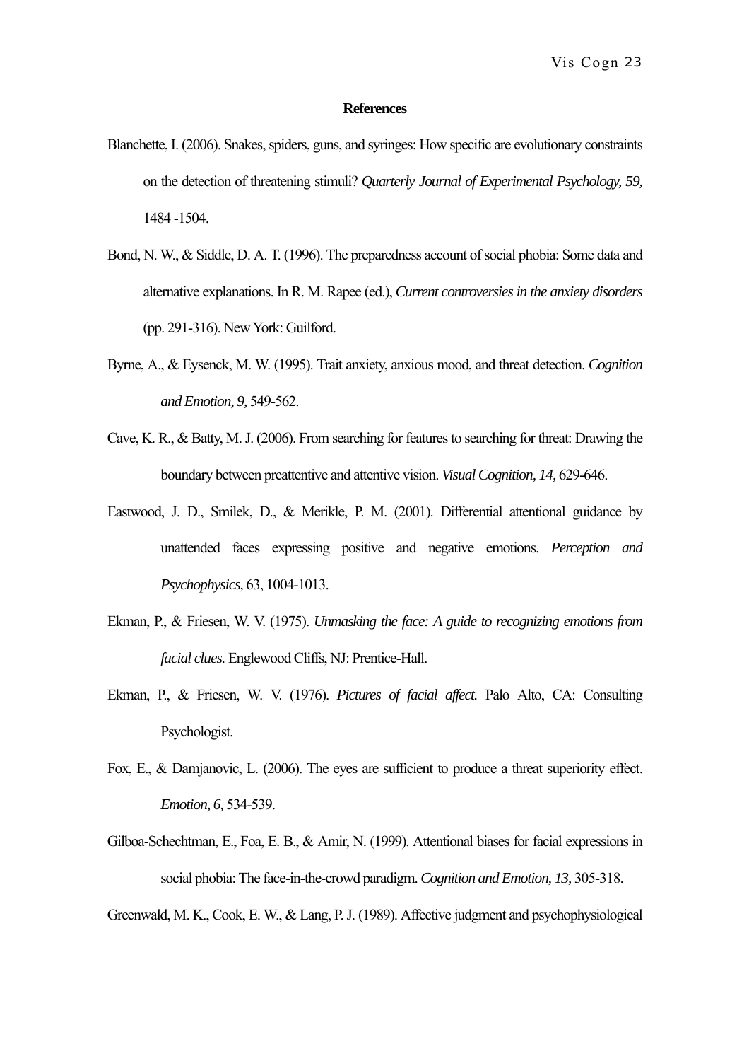**References**

Blanchette, I. (2006). Snakes, spiders, guns, and syringes: How specific are evolutionary constraints on the detection of threatening stimuli? *Quarterly Journal of Experimental Psychology, 59,* 1484 -1504.

Bond, N. W., & Siddle, D. A. T. (1996). The preparedness account of social phobia: Some data and alternative explanations. In R. M. Rapee (ed.), *Current controversies in the anxiety disorders* (pp. 291-316). New York: Guilford.

Byrne, A., & Eysenck, M. W. (1995). Trait anxiety, anxious mood, and threat detection. *Cognition and Emotion, 9,* 549-562.

Cave, K. R., & Batty, M. J. (2006). From searching for features to searching for threat: Drawing the boundary between preattentive and attentive vision. *Visual Cognition, 14,* 629-646.

Eastwood, J. D., Smilek, D., & Merikle, P. M. (2001). Differential attentional guidance by unattended faces expressing positive and negative emotions. *Perception and Psychophysics,* 63, 1004-1013.

Ekman, P., & Friesen, W. V. (1975). *Unmasking the face: A guide to recognizing emotions from facial clues.* Englewood Cliffs, NJ: Prentice-Hall.

Ekman, P., & Friesen, W. V. (1976). *Pictures of facial affect.* Palo Alto, CA: Consulting Psychologist.

Fox, E., & Damjanovic, L. (2006). The eyes are sufficient to produce a threat superiority effect. *Emotion, 6,* 534-539.

Gilboa-Schechtman, E., Foa, E. B., & Amir, N. (1999). Attentional biases for facial expressions in social phobia: The face-in-the-crowd paradigm. *Cognition and Emotion, 13,* 305-318.

Greenwald, M. K., Cook, E. W., & Lang, P. J. (1989). Affective judgment and psychophysiological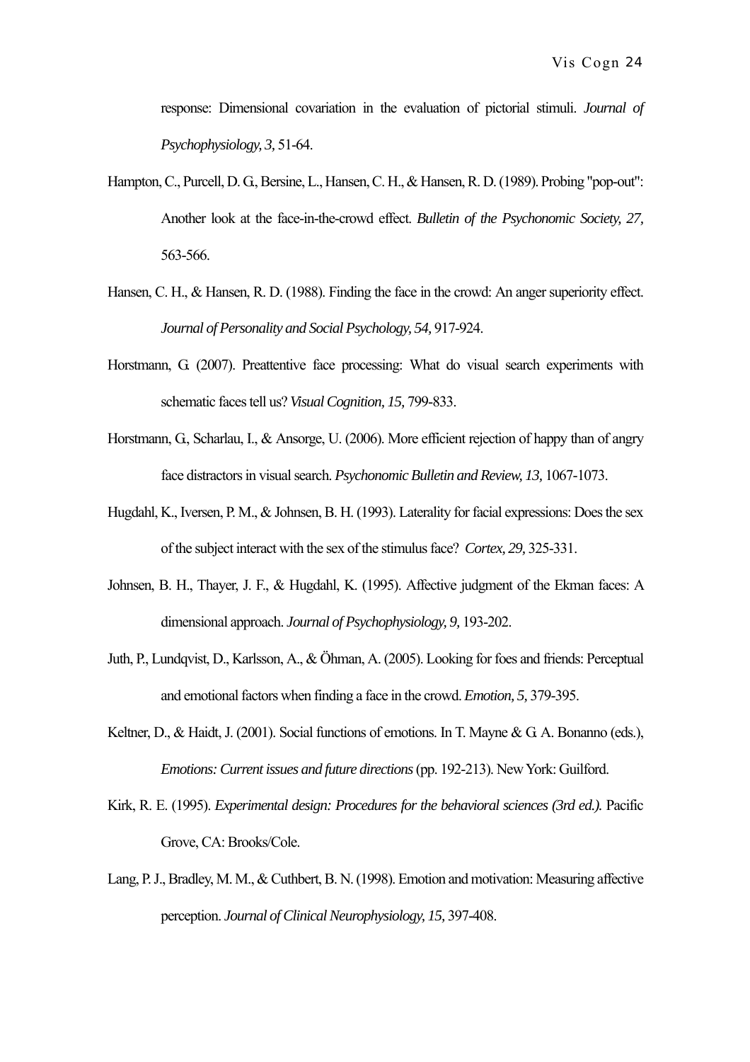response: Dimensional covariation in the evaluation of pictorial stimuli. *Journal of Psychophysiology, 3,* 51-64.

Hampton, C., Purcell, D. G., Bersine, L., Hansen, C. H., & Hansen, R. D. (1989). Probing "pop-out": Another look at the face-in-the-crowd effect. *Bulletin of the Psychonomic Society, 27,* 563-566.

Hansen, C. H., & Hansen, R. D. (1988). Finding the face in the crowd: An anger superiority effect. *Journal of Personality and Social Psychology, 54,* 917-924.

Horstmann, G. (2007). Preattentive face processing: What do visual search experiments with schematic faces tell us? *Visual Cognition, 15,* 799-833.

Horstmann, G., Scharlau, I., & Ansorge, U. (2006). More efficient rejection of happy than of angry face distractors in visual search. *Psychonomic Bulletin and Review, 13,* 1067-1073.

Hugdahl, K., Iversen, P. M., & Johnsen, B. H. (1993). Laterality for facial expressions: Does the sex of the subject interact with the sex of the stimulus face? *Cortex, 29,* 325-331.

Johnsen, B. H., Thayer, J. F., & Hugdahl, K. (1995). Affective judgment of the Ekman faces: A dimensional approach. *Journal of Psychophysiology, 9,* 193-202.

Juth, P., Lundqvist, D., Karlsson, A., & Öhman, A. (2005). Looking for foes and friends: Perceptual and emotional factors when finding a face in the crowd. *Emotion, 5,* 379-395.

Keltner, D., & Haidt, J. (2001). Social functions of emotions. In T. Mayne & G. A. Bonanno (eds.), *Emotions: Current issues and future directions* (pp. 192-213). New York: Guilford.

Kirk, R. E. (1995). *Experimental design: Procedures for the behavioral sciences (3rd ed.).* Pacific Grove, CA: Brooks/Cole.

Lang, P. J., Bradley, M. M., & Cuthbert, B. N. (1998). Emotion and motivation: Measuring affective perception. *Journal of Clinical Neurophysiology, 15,* 397-408.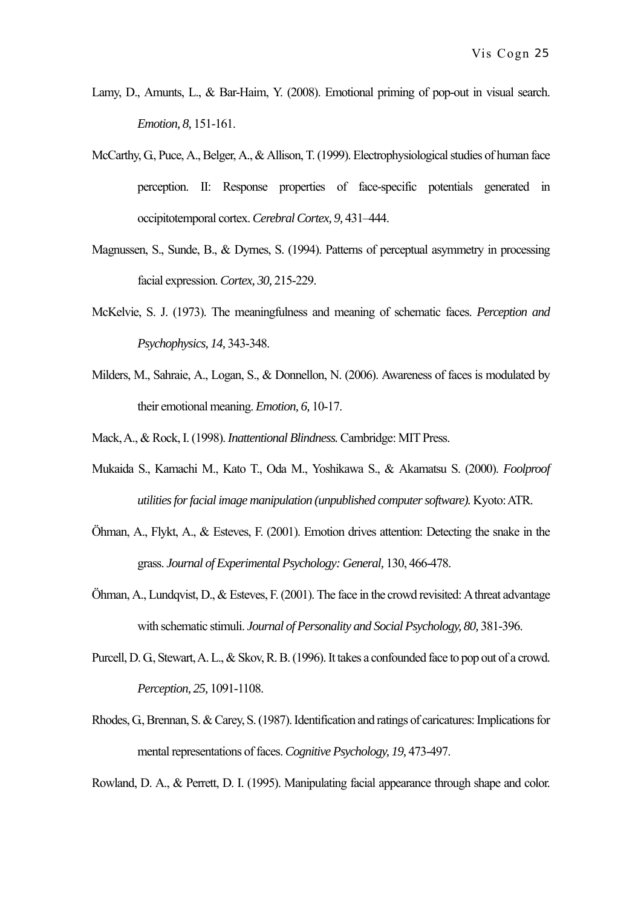Lamy, D., Amunts, L., & Bar-Haim, Y. (2008). Emotional priming of pop-out in visual search. *Emotion, 8,* 151-161.

McCarthy, G., Puce, A., Belger, A., & Allison, T. (1999). Electrophysiological studies of human face perception. II: Response properties of face-specific potentials generated in occipitotemporal cortex. *Cerebral Cortex, 9,* 431–444.

Magnussen, S., Sunde, B., & Dyrnes, S. (1994). Patterns of perceptual asymmetry in processing facial expression. *Cortex, 30,* 215-229.

McKelvie, S. J. (1973). The meaningfulness and meaning of schematic faces. *Perception and Psychophysics, 14,* 343-348.

Milders, M., Sahraie, A., Logan, S., & Donnellon, N. (2006). Awareness of faces is modulated by their emotional meaning. *Emotion, 6,* 10-17.

Mack, A., & Rock, I. (1998). *Inattentional Blindness.* Cambridge: MIT Press.

Mukaida S., Kamachi M., Kato T., Oda M., Yoshikawa S., & Akamatsu S. (2000). *Foolproof utilities for facial image manipulation (unpublished computer software).* Kyoto: ATR.

Öhman, A., Flykt, A., & Esteves, F. (2001). Emotion drives attention: Detecting the snake in the grass. *Journal of Experimental Psychology: General,* 130, 466-478.

Öhman, A., Lundqvist, D., & Esteves, F. (2001). The face in the crowd revisited: A threat advantage with schematic stimuli. *Journal of Personality and Social Psychology, 80,* 381-396.

Purcell, D. G., Stewart, A. L., & Skov, R. B. (1996). It takes a confounded face to pop out of a crowd. *Perception, 25,* 1091-1108.

Rhodes, G., Brennan, S. & Carey, S. (1987). Identification and ratings of caricatures: Implications for mental representations of faces. *Cognitive Psychology, 19,* 473-497.

Rowland, D. A., & Perrett, D. I. (1995). Manipulating facial appearance through shape and color.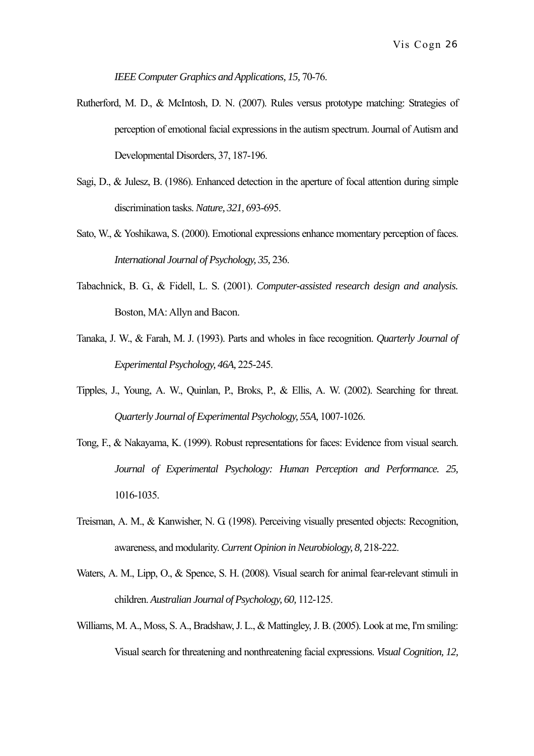*IEEE Computer Graphics and Applications, 15,* 70-76.

Rutherford, M. D., & McIntosh, D. N. (2007). Rules versus prototype matching: Strategies of perception of emotional facial expressions in the autism spectrum. Journal of Autism and Developmental Disorders, 37, 187-196.

Sagi, D., & Julesz, B. (1986). Enhanced detection in the aperture of focal attention during simple discrimination tasks. *Nature, 321,* 693-695.

Sato, W., & Yoshikawa, S. (2000). Emotional expressions enhance momentary perception of faces. *International Journal of Psychology, 35,* 236.

Tabachnick, B. G., & Fidell, L. S. (2001). *Computer-assisted research design and analysis.* Boston, MA: Allyn and Bacon.

Tanaka, J. W., & Farah, M. J. (1993). Parts and wholes in face recognition. *Quarterly Journal of Experimental Psychology, 46A,* 225-245.

Tipples, J., Young, A. W., Quinlan, P., Broks, P., & Ellis, A. W. (2002). Searching for threat. *Quarterly Journal of Experimental Psychology, 55A,* 1007-1026.

Tong, F., & Nakayama, K. (1999). Robust representations for faces: Evidence from visual search. *Journal of Experimental Psychology: Human Perception and Performance. 25,* 1016-1035.

Treisman, A. M., & Kanwisher, N. G. (1998). Perceiving visually presented objects: Recognition, awareness, and modularity. *Current Opinion in Neurobiology, 8,* 218-222.

Waters, A. M., Lipp, O., & Spence, S. H. (2008). Visual search for animal fear-relevant stimuli in children. *Australian Journal of Psychology, 60,* 112-125.

Williams, M. A., Moss, S. A., Bradshaw, J. L., & Mattingley, J. B. (2005). Look at me, I'm smiling: Visual search for threatening and nonthreatening facial expressions. *Visual Cognition, 12,*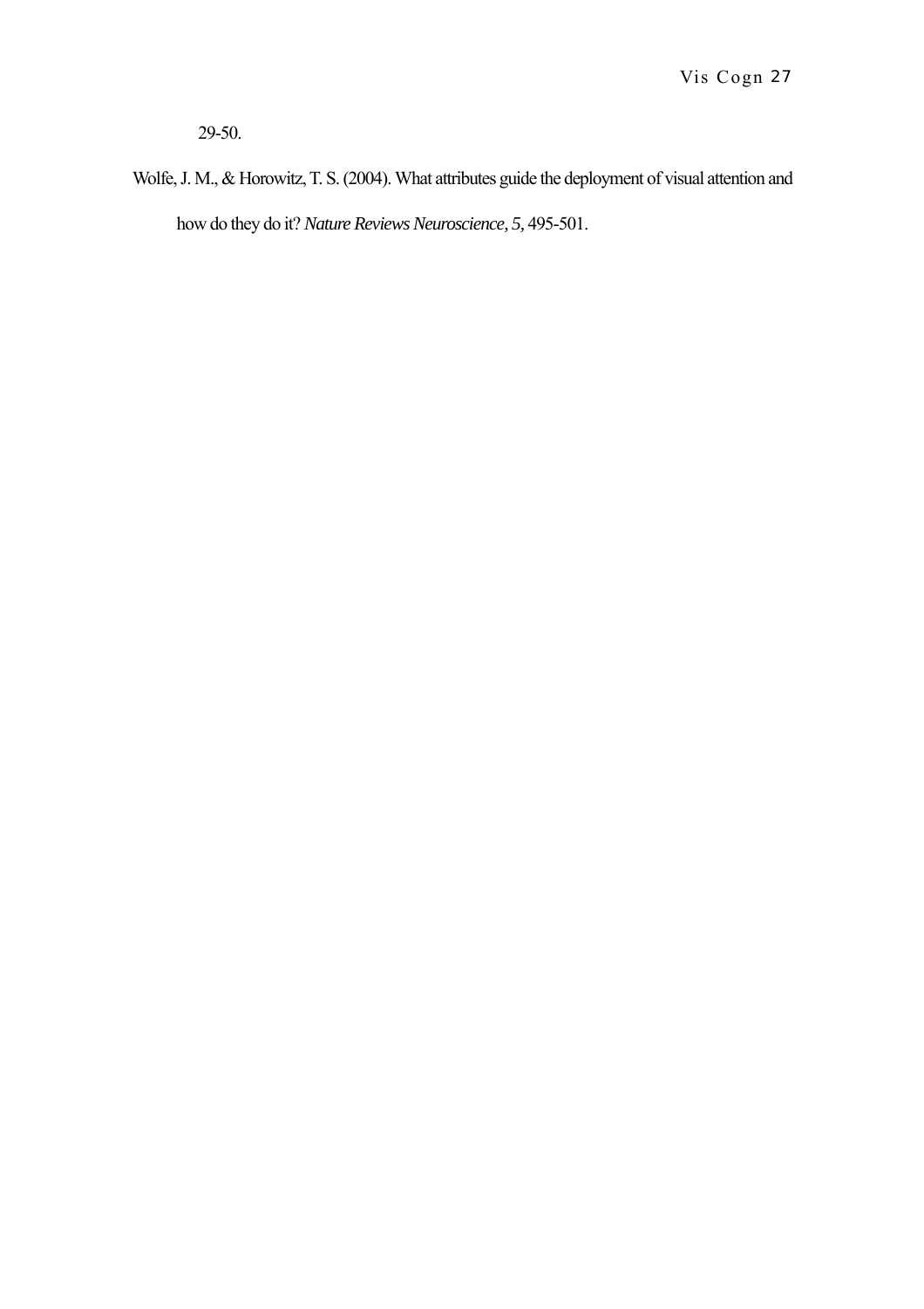29-50.

Wolfe, J. M., & Horowitz, T. S. (2004). What attributes guide the deployment of visual attention and how do they do it? *Nature Reviews Neuroscience, 5,* 495-501.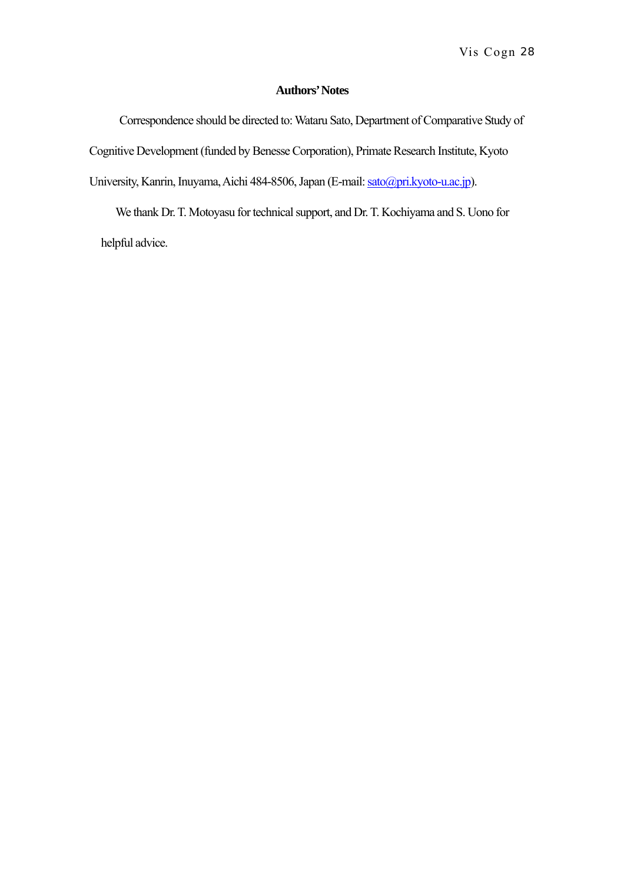## Authors' Notes

Correspondence should be directed to: Wataru Sato, Department of Comparative Study of Cognitive Development (funded by Benesse Corporation), Primate Research Institute, Kyoto University, Kanrin, Inuyama, Aichi 484-8506, Japan (E-mail: sato@pri.kyoto-u.ac.jp).

We thank Dr. T. Motoyasu for technical support, and Dr. T. Kochiyama and S. Uono for helpful advice.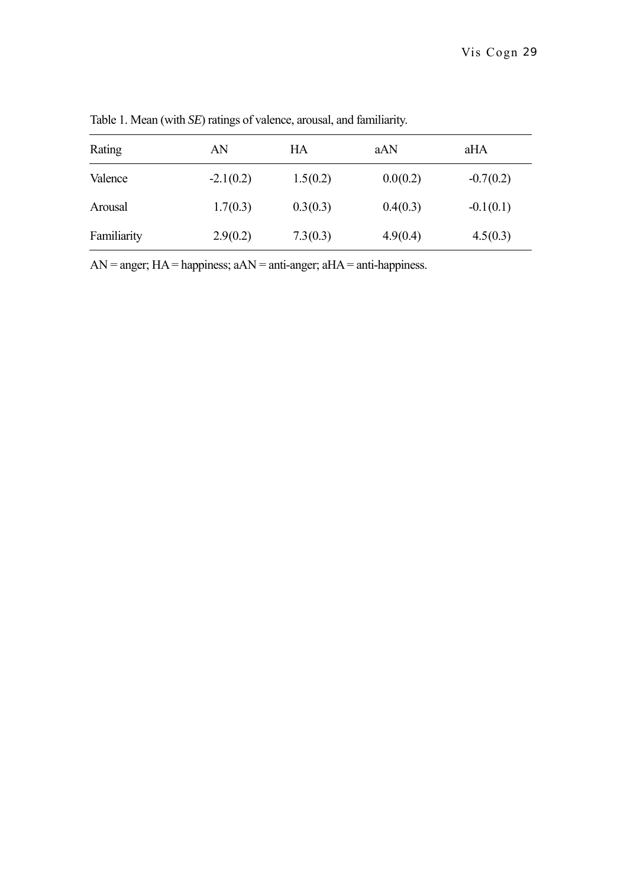Table 1. Mean (with *SE*) ratings of valence, arousal, and familiarity.

| Rating | AN | HA | aAN | aHA |
|---|---|---|---|---|
| Valence | -2.1(0.2) | 1.5(0.2) | 0.0(0.2) | -0.7(0.2) |
| Arousal | 1.7(0.3) | 0.3(0.3) | 0.4(0.3) | -0.1(0.1) |
| Familiarity | 2.9(0.2) | 7.3(0.3) | 4.9(0.4) | 4.5(0.3) |

AN = anger; HA = happiness; aAN = anti-anger; aHA = anti-happiness.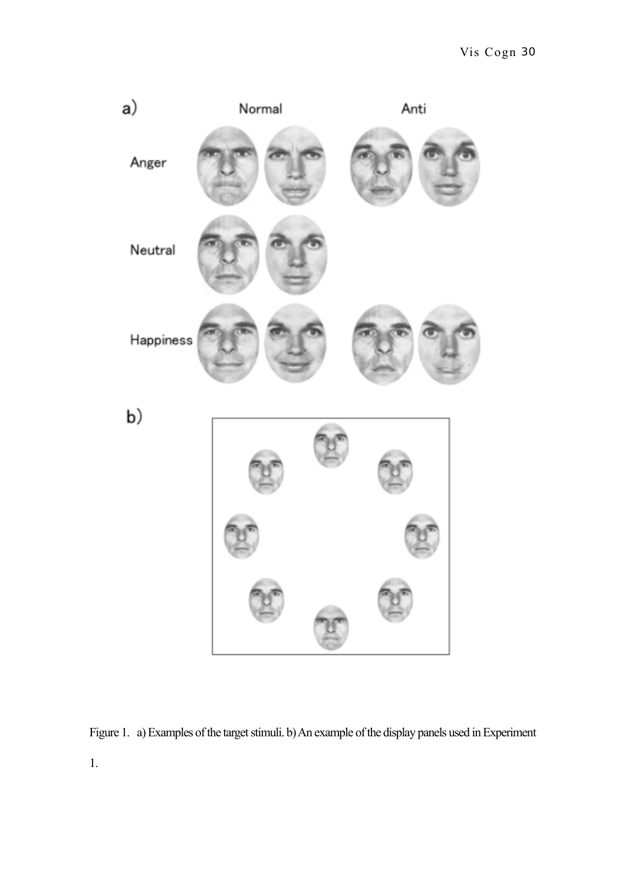Figure 1. a) Examples of the target stimuli. b) An example of the display panels used in Experiment 1.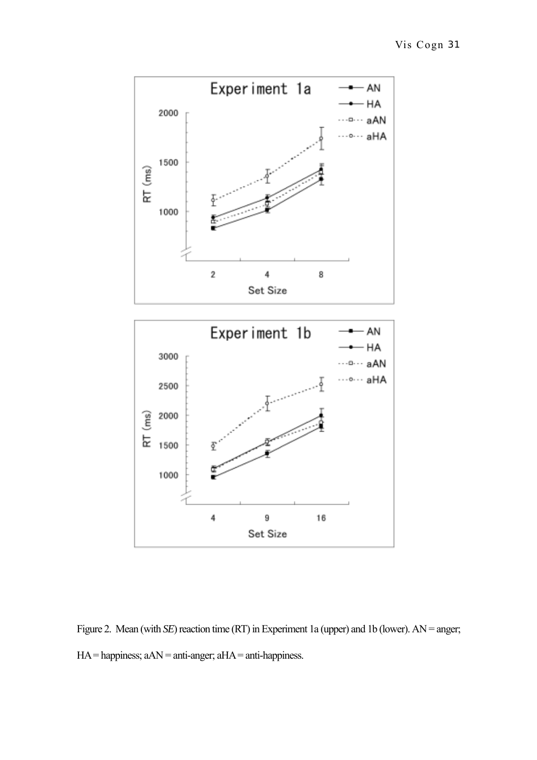Figure 2. Mean (with *SE*) reaction time (RT) in Experiment 1a (upper) and 1b (lower). AN = anger; HA = happiness; aAN = anti-anger; aHA = anti-happiness.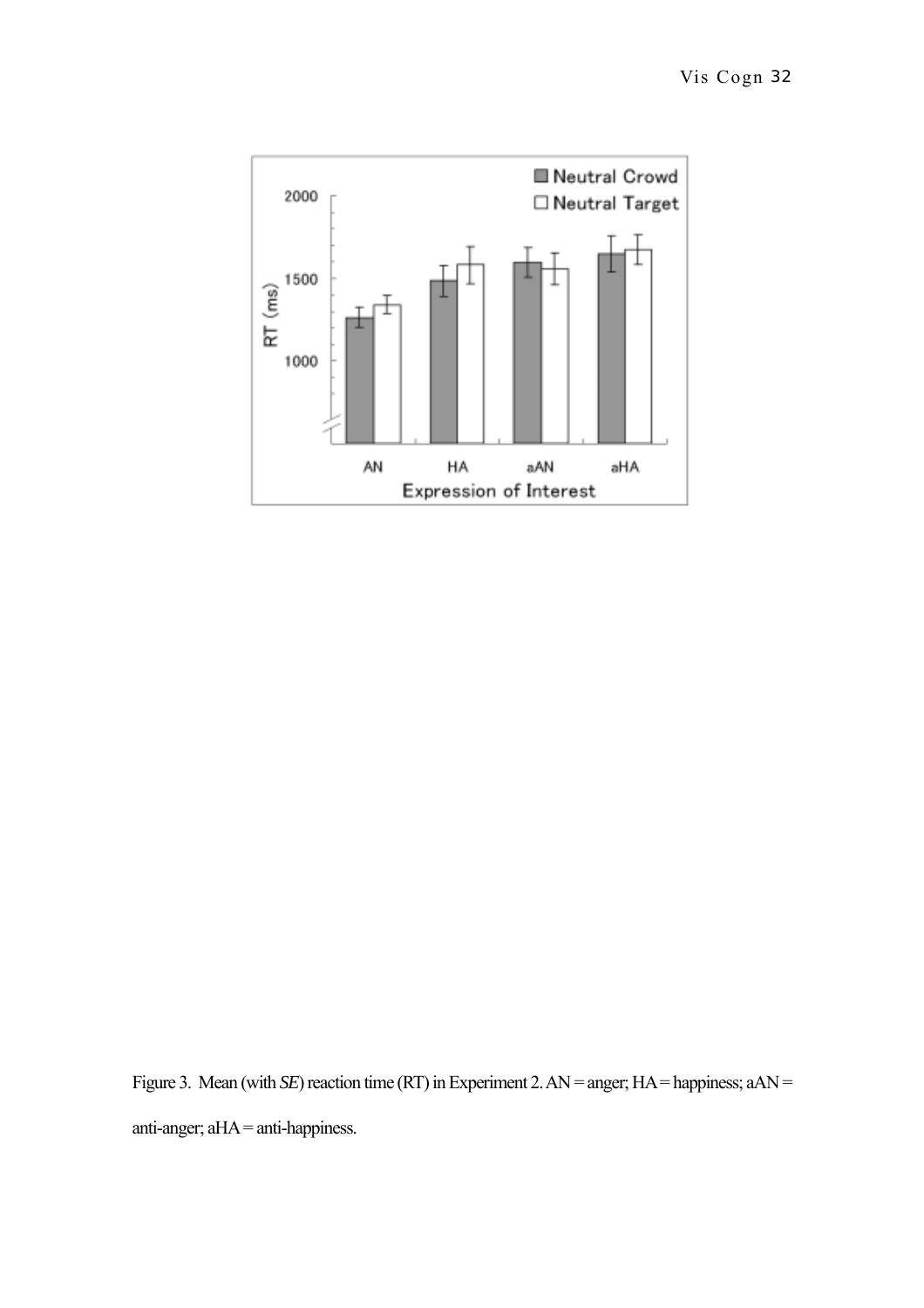Figure 3. Mean (with *SE*) reaction time (RT) in Experiment 2. AN = anger; HA = happiness; aAN = anti-anger; aHA = anti-happiness.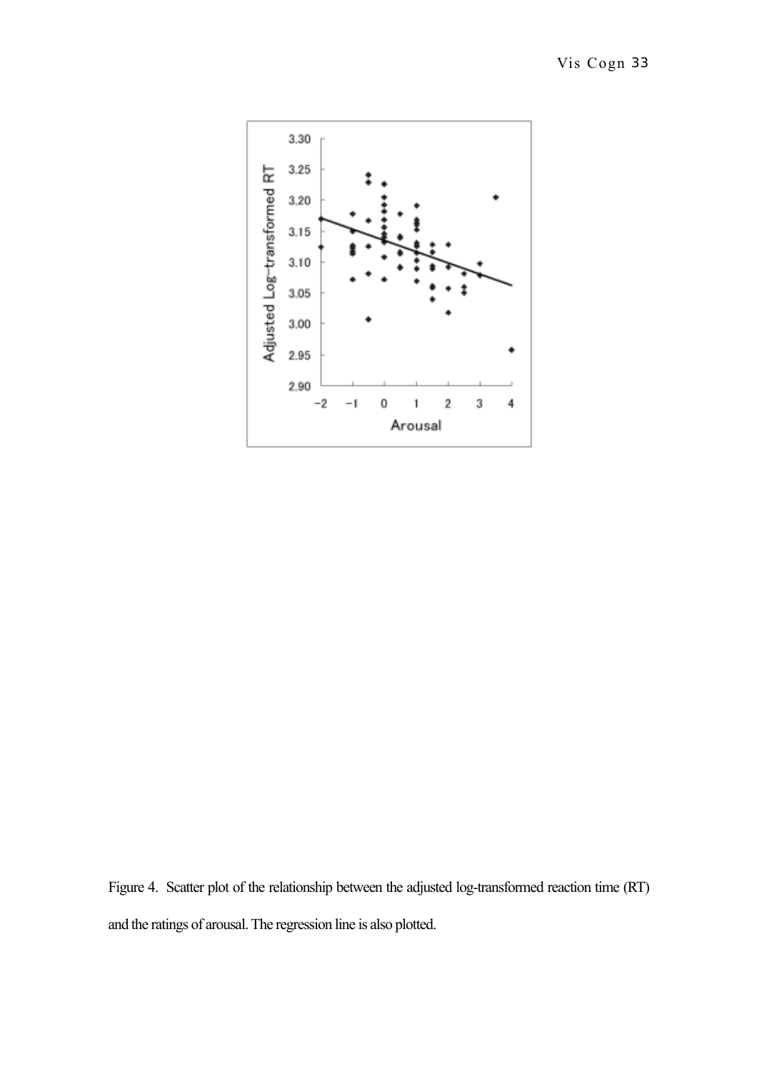3.30
3.25
3.20
3.15
3.10
3.05
3.00
2.95
2.90

Adjusted Log-transformed RT

−2
−1
0
1
2
3
4

Arousal

Figure 4. Scatter plot of the relationship between the adjusted log-transformed reaction time (RT) and the ratings of arousal. The regression line is also plotted.